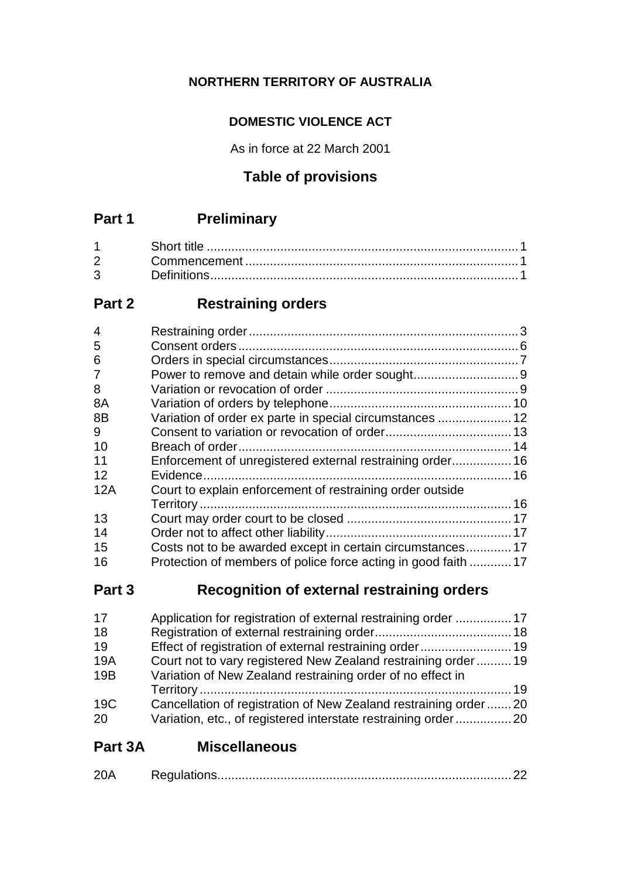**NORTHERN TERRITORY OF AUSTRALIA**

**DOMESTIC VIOLENCE ACT**

As in force at 22 March 2001

## Table of provisions

## Part 1 Preliminary

| | | |
|---|---|---|
| 1 | Short title | 1 |
| 2 | Commencement | 1 |
| 3 | Definitions | 1 |

## Part 2 Restraining orders

| | | |
|---|---|---|
| 4 | Restraining order | 3 |
| 5 | Consent orders | 6 |
| 6 | Orders in special circumstances | 7 |
| 7 | Power to remove and detain while order sought | 9 |
| 8 | Variation or revocation of order | 9 |
| 8A | Variation of orders by telephone | 10 |
| 8B | Variation of order ex parte in special circumstances | 12 |
| 9 | Consent to variation or revocation of order | 13 |
| 10 | Breach of order | 14 |
| 11 | Enforcement of unregistered external restraining order | 16 |
| 12 | Evidence | 16 |
| 12A | Court to explain enforcement of restraining order outside Territory | 16 |
| 13 | Court may order court to be closed | 17 |
| 14 | Order not to affect other liability | 17 |
| 15 | Costs not to be awarded except in certain circumstances | 17 |
| 16 | Protection of members of police force acting in good faith | 17 |

## Part 3 Recognition of external restraining orders

| | | |
|---|---|---|
| 17 | Application for registration of external restraining order | 17 |
| 18 | Registration of external restraining order | 18 |
| 19 | Effect of registration of external restraining order | 19 |
| 19A | Court not to vary registered New Zealand restraining order | 19 |
| 19B | Variation of New Zealand restraining order of no effect in Territory | 19 |
| 19C | Cancellation of registration of New Zealand restraining order | 20 |
| 20 | Variation, etc., of registered interstate restraining order | 20 |

## Part 3A Miscellaneous

| | | |
|---|---|---|
| 20A | Regulations | 22 |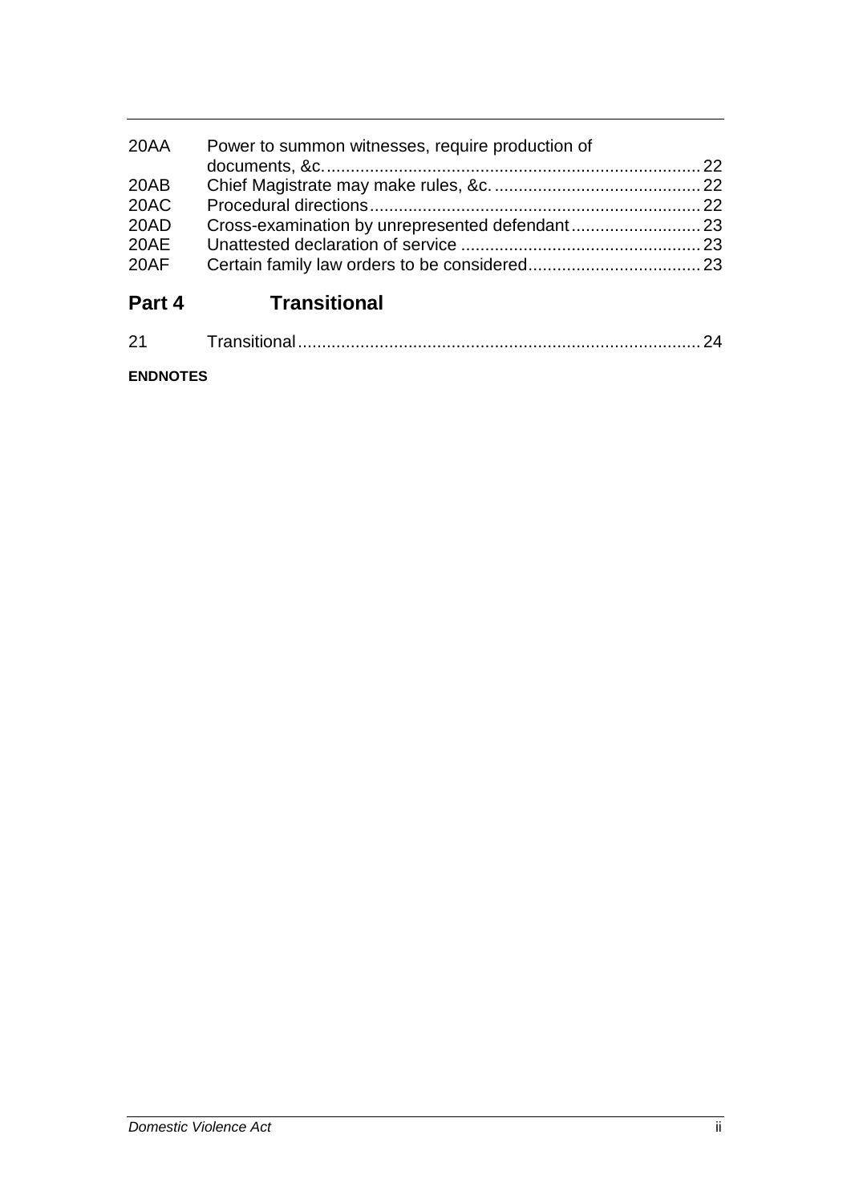| | | |
|---|---|---|
| 20AA | Power to summon witnesses, require production of documents, &c. | 22 |
| 20AB | Chief Magistrate may make rules, &c. | 22 |
| 20AC | Procedural directions | 22 |
| 20AD | Cross-examination by unrepresented defendant | 23 |
| 20AE | Unattested declaration of service | 23 |
| 20AF | Certain family law orders to be considered | 23 |

## Part 4 Transitional

| | | |
|---|---|---|
| 21 | Transitional | 24 |

**ENDNOTES**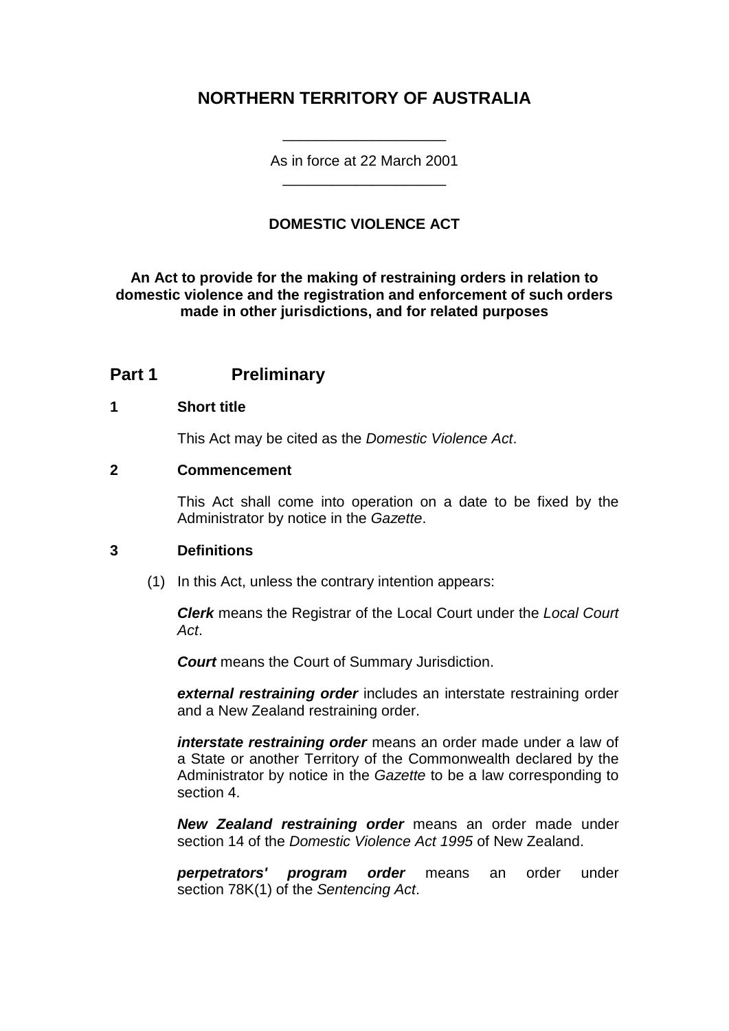# NORTHERN TERRITORY OF AUSTRALIA

As in force at 22 March 2001

## DOMESTIC VIOLENCE ACT

**An Act to provide for the making of restraining orders in relation to domestic violence and the registration and enforcement of such orders made in other jurisdictions, and for related purposes**

## Part 1 Preliminary

### 1 Short title

This Act may be cited as the *Domestic Violence Act*.

### 2 Commencement

This Act shall come into operation on a date to be fixed by the Administrator by notice in the *Gazette*.

### 3 Definitions

(1) In this Act, unless the contrary intention appears:

***Clerk*** means the Registrar of the Local Court under the *Local Court Act*.

***Court*** means the Court of Summary Jurisdiction.

***external restraining order*** includes an interstate restraining order and a New Zealand restraining order.

***interstate restraining order*** means an order made under a law of a State or another Territory of the Commonwealth declared by the Administrator by notice in the *Gazette* to be a law corresponding to section 4.

***New Zealand restraining order*** means an order made under section 14 of the *Domestic Violence Act 1995* of New Zealand.

***perpetrators' program order*** means an order under section 78K(1) of the *Sentencing Act*.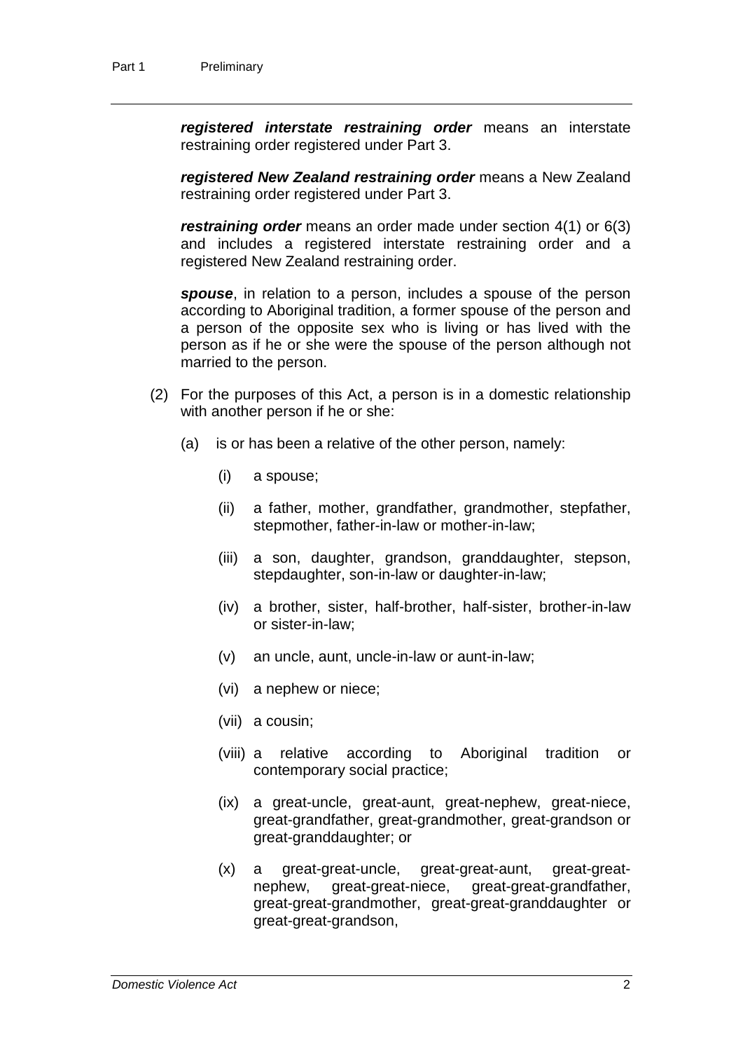***registered interstate restraining order*** means an interstate restraining order registered under Part 3.

***registered New Zealand restraining order*** means a New Zealand restraining order registered under Part 3.

***restraining order*** means an order made under section 4(1) or 6(3) and includes a registered interstate restraining order and a registered New Zealand restraining order.

***spouse***, in relation to a person, includes a spouse of the person according to Aboriginal tradition, a former spouse of the person and a person of the opposite sex who is living or has lived with the person as if he or she were the spouse of the person although not married to the person.

(2) For the purposes of this Act, a person is in a domestic relationship with another person if he or she:

(a) is or has been a relative of the other person, namely:

(i) a spouse;

(ii) a father, mother, grandfather, grandmother, stepfather, stepmother, father-in-law or mother-in-law;

(iii) a son, daughter, grandson, granddaughter, stepson, stepdaughter, son-in-law or daughter-in-law;

(iv) a brother, sister, half-brother, half-sister, brother-in-law or sister-in-law;

(v) an uncle, aunt, uncle-in-law or aunt-in-law;

(vi) a nephew or niece;

(vii) a cousin;

(viii) a relative according to Aboriginal tradition or contemporary social practice;

(ix) a great-uncle, great-aunt, great-nephew, great-niece, great-grandfather, great-grandmother, great-grandson or great-granddaughter; or

(x) a great-great-uncle, great-great-aunt, great-great-nephew, great-great-niece, great-great-grandfather, great-great-grandmother, great-great-granddaughter or great-great-grandson,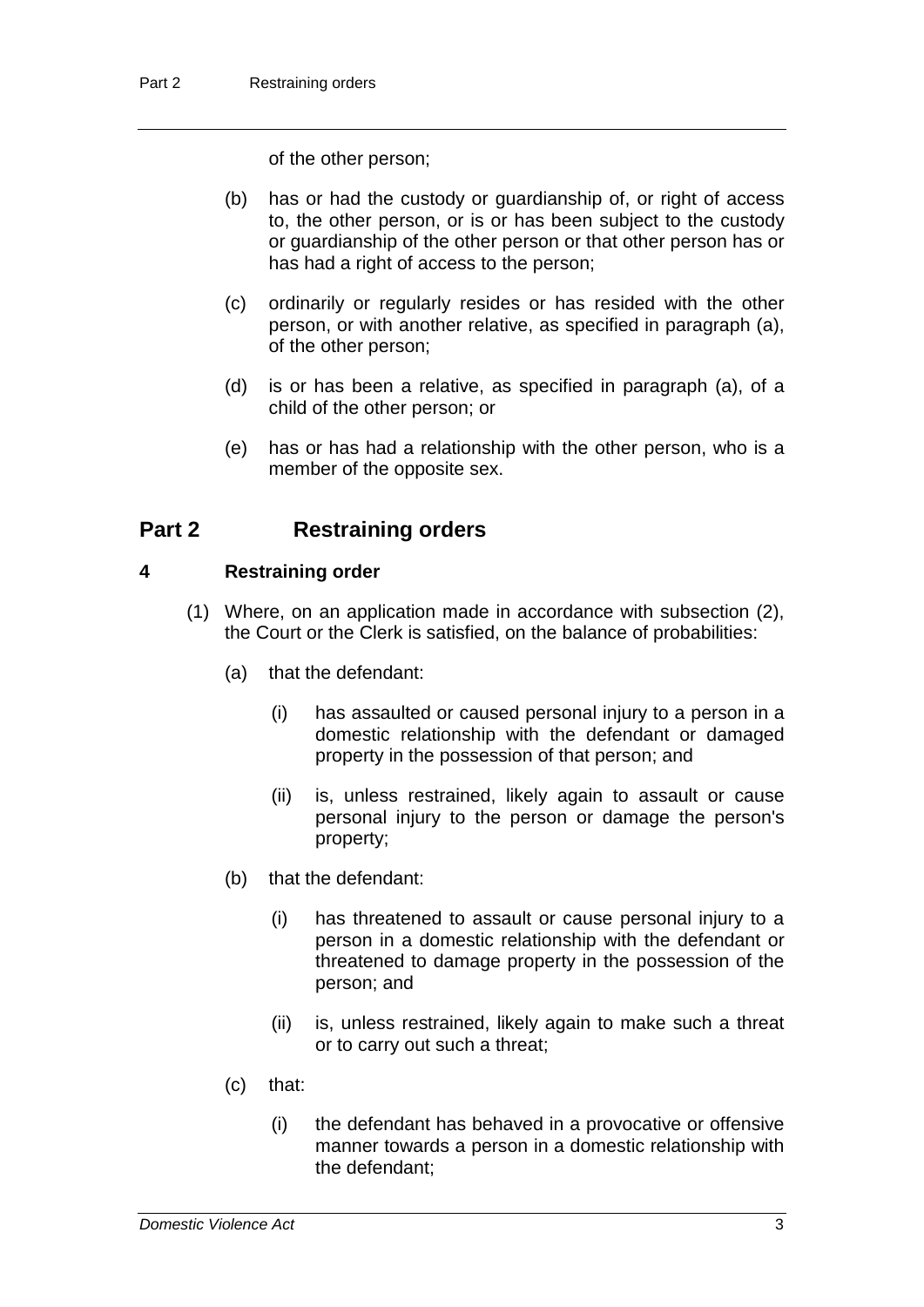of the other person;

(b) has or had the custody or guardianship of, or right of access to, the other person, or is or has been subject to the custody or guardianship of the other person or that other person has or has had a right of access to the person;

(c) ordinarily or regularly resides or has resided with the other person, or with another relative, as specified in paragraph (a), of the other person;

(d) is or has been a relative, as specified in paragraph (a), of a child of the other person; or

(e) has or has had a relationship with the other person, who is a member of the opposite sex.

## Part 2 Restraining orders

### 4 Restraining order

(1) Where, on an application made in accordance with subsection (2), the Court or the Clerk is satisfied, on the balance of probabilities:

(a) that the defendant:

(i) has assaulted or caused personal injury to a person in a domestic relationship with the defendant or damaged property in the possession of that person; and

(ii) is, unless restrained, likely again to assault or cause personal injury to the person or damage the person's property;

(b) that the defendant:

(i) has threatened to assault or cause personal injury to a person in a domestic relationship with the defendant or threatened to damage property in the possession of the person; and

(ii) is, unless restrained, likely again to make such a threat or to carry out such a threat;

(c) that:

(i) the defendant has behaved in a provocative or offensive manner towards a person in a domestic relationship with the defendant;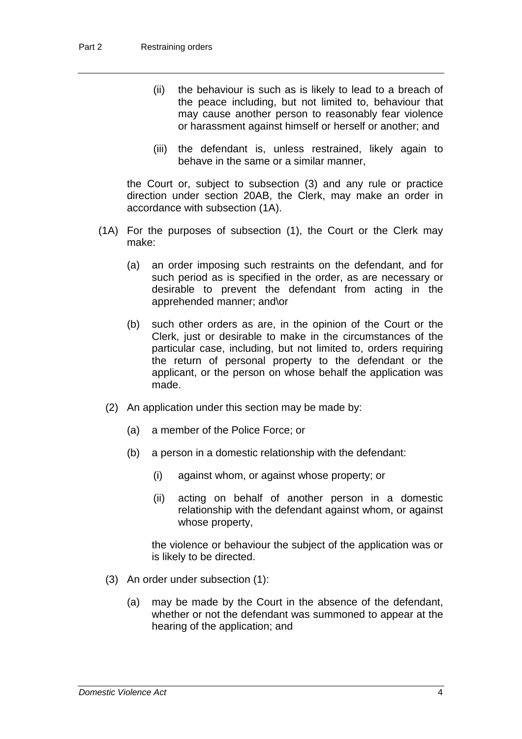(ii) the behaviour is such as is likely to lead to a breach of the peace including, but not limited to, behaviour that may cause another person to reasonably fear violence or harassment against himself or herself or another; and

(iii) the defendant is, unless restrained, likely again to behave in the same or a similar manner,

the Court or, subject to subsection (3) and any rule or practice direction under section 20AB, the Clerk, may make an order in accordance with subsection (1A).

(1A) For the purposes of subsection (1), the Court or the Clerk may make:

(a) an order imposing such restraints on the defendant, and for such period as is specified in the order, as are necessary or desirable to prevent the defendant from acting in the apprehended manner; and\or

(b) such other orders as are, in the opinion of the Court or the Clerk, just or desirable to make in the circumstances of the particular case, including, but not limited to, orders requiring the return of personal property to the defendant or the applicant, or the person on whose behalf the application was made.

(2) An application under this section may be made by:

(a) a member of the Police Force; or

(b) a person in a domestic relationship with the defendant:

(i) against whom, or against whose property; or

(ii) acting on behalf of another person in a domestic relationship with the defendant against whom, or against whose property,

the violence or behaviour the subject of the application was or is likely to be directed.

(3) An order under subsection (1):

(a) may be made by the Court in the absence of the defendant, whether or not the defendant was summoned to appear at the hearing of the application; and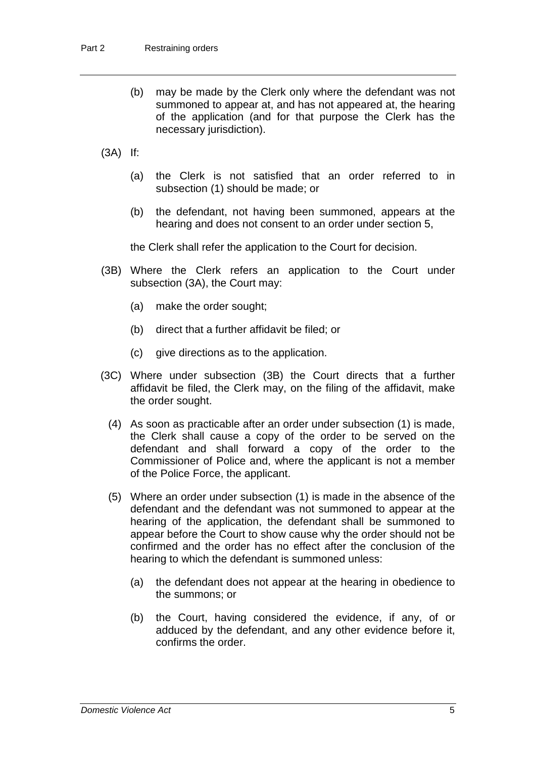(b) may be made by the Clerk only where the defendant was not summoned to appear at, and has not appeared at, the hearing of the application (and for that purpose the Clerk has the necessary jurisdiction).

(3A) If:

(a) the Clerk is not satisfied that an order referred to in subsection (1) should be made; or

(b) the defendant, not having been summoned, appears at the hearing and does not consent to an order under section 5,

the Clerk shall refer the application to the Court for decision.

(3B) Where the Clerk refers an application to the Court under subsection (3A), the Court may:

(a) make the order sought;

(b) direct that a further affidavit be filed; or

(c) give directions as to the application.

(3C) Where under subsection (3B) the Court directs that a further affidavit be filed, the Clerk may, on the filing of the affidavit, make the order sought.

(4) As soon as practicable after an order under subsection (1) is made, the Clerk shall cause a copy of the order to be served on the defendant and shall forward a copy of the order to the Commissioner of Police and, where the applicant is not a member of the Police Force, the applicant.

(5) Where an order under subsection (1) is made in the absence of the defendant and the defendant was not summoned to appear at the hearing of the application, the defendant shall be summoned to appear before the Court to show cause why the order should not be confirmed and the order has no effect after the conclusion of the hearing to which the defendant is summoned unless:

(a) the defendant does not appear at the hearing in obedience to the summons; or

(b) the Court, having considered the evidence, if any, of or adduced by the defendant, and any other evidence before it, confirms the order.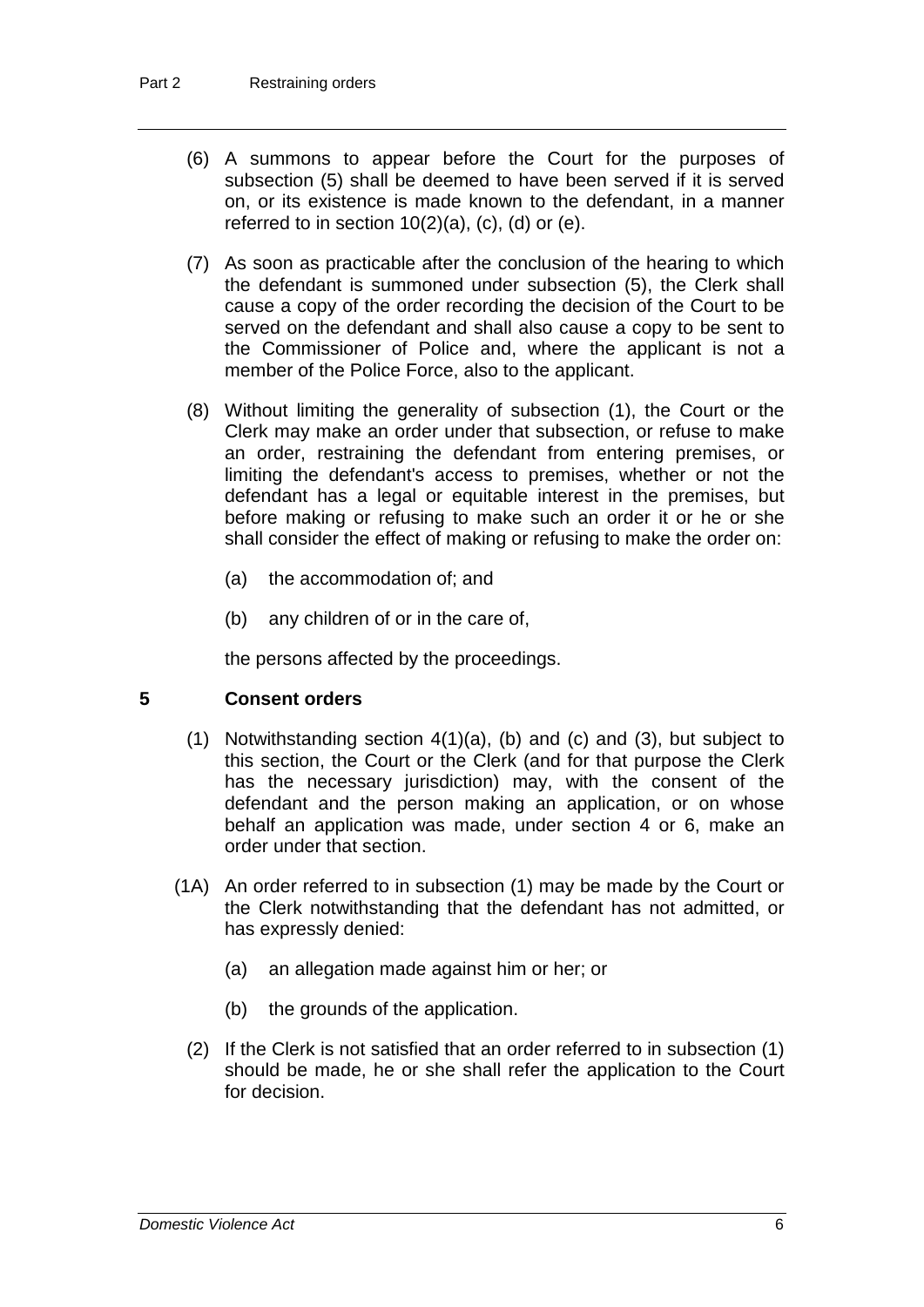(6) A summons to appear before the Court for the purposes of subsection (5) shall be deemed to have been served if it is served on, or its existence is made known to the defendant, in a manner referred to in section 10(2)(a), (c), (d) or (e).

(7) As soon as practicable after the conclusion of the hearing to which the defendant is summoned under subsection (5), the Clerk shall cause a copy of the order recording the decision of the Court to be served on the defendant and shall also cause a copy to be sent to the Commissioner of Police and, where the applicant is not a member of the Police Force, also to the applicant.

(8) Without limiting the generality of subsection (1), the Court or the Clerk may make an order under that subsection, or refuse to make an order, restraining the defendant from entering premises, or limiting the defendant's access to premises, whether or not the defendant has a legal or equitable interest in the premises, but before making or refusing to make such an order it or he or she shall consider the effect of making or refusing to make the order on:

(a) the accommodation of; and

(b) any children of or in the care of,

the persons affected by the proceedings.

## 5 Consent orders

(1) Notwithstanding section 4(1)(a), (b) and (c) and (3), but subject to this section, the Court or the Clerk (and for that purpose the Clerk has the necessary jurisdiction) may, with the consent of the defendant and the person making an application, or on whose behalf an application was made, under section 4 or 6, make an order under that section.

(1A) An order referred to in subsection (1) may be made by the Court or the Clerk notwithstanding that the defendant has not admitted, or has expressly denied:

(a) an allegation made against him or her; or

(b) the grounds of the application.

(2) If the Clerk is not satisfied that an order referred to in subsection (1) should be made, he or she shall refer the application to the Court for decision.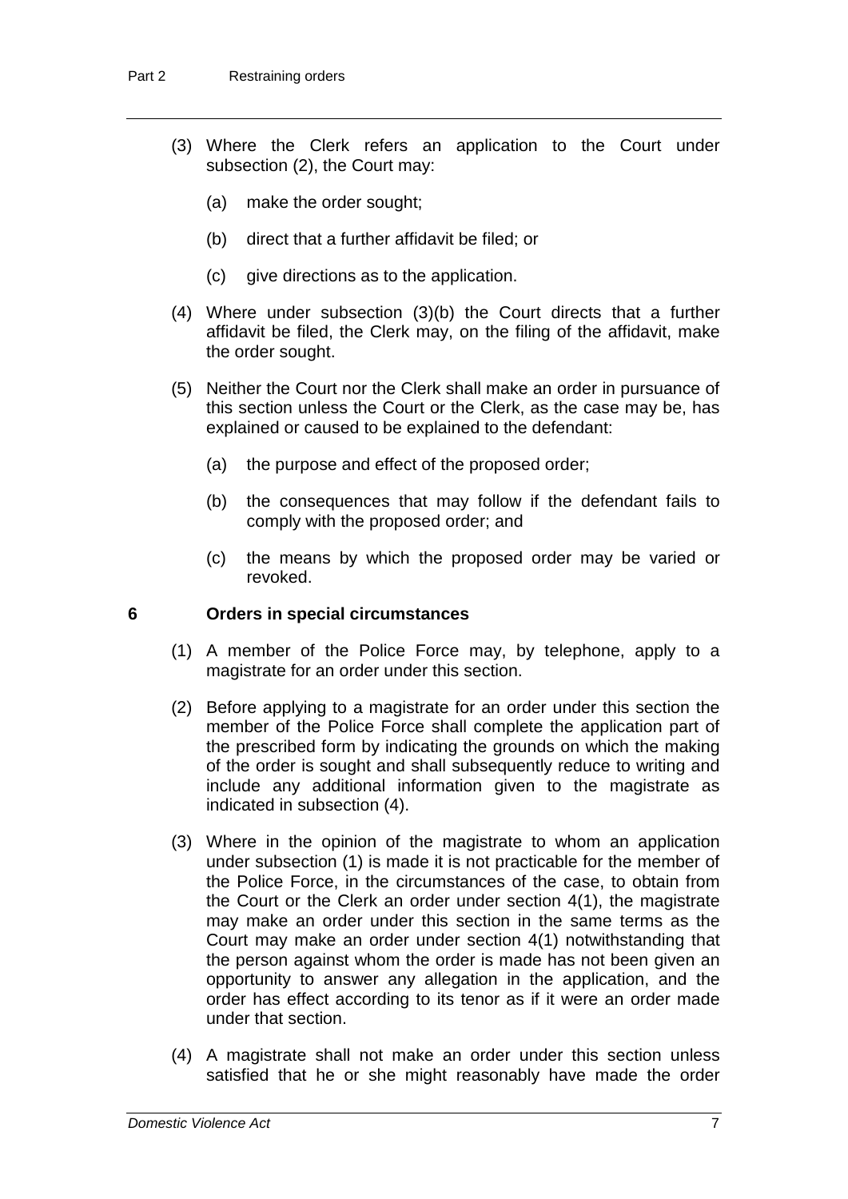(3) Where the Clerk refers an application to the Court under subsection (2), the Court may:

(a) make the order sought;

(b) direct that a further affidavit be filed; or

(c) give directions as to the application.

(4) Where under subsection (3)(b) the Court directs that a further affidavit be filed, the Clerk may, on the filing of the affidavit, make the order sought.

(5) Neither the Court nor the Clerk shall make an order in pursuance of this section unless the Court or the Clerk, as the case may be, has explained or caused to be explained to the defendant:

(a) the purpose and effect of the proposed order;

(b) the consequences that may follow if the defendant fails to comply with the proposed order; and

(c) the means by which the proposed order may be varied or revoked.

### 6 Orders in special circumstances

(1) A member of the Police Force may, by telephone, apply to a magistrate for an order under this section.

(2) Before applying to a magistrate for an order under this section the member of the Police Force shall complete the application part of the prescribed form by indicating the grounds on which the making of the order is sought and shall subsequently reduce to writing and include any additional information given to the magistrate as indicated in subsection (4).

(3) Where in the opinion of the magistrate to whom an application under subsection (1) is made it is not practicable for the member of the Police Force, in the circumstances of the case, to obtain from the Court or the Clerk an order under section 4(1), the magistrate may make an order under this section in the same terms as the Court may make an order under section 4(1) notwithstanding that the person against whom the order is made has not been given an opportunity to answer any allegation in the application, and the order has effect according to its tenor as if it were an order made under that section.

(4) A magistrate shall not make an order under this section unless satisfied that he or she might reasonably have made the order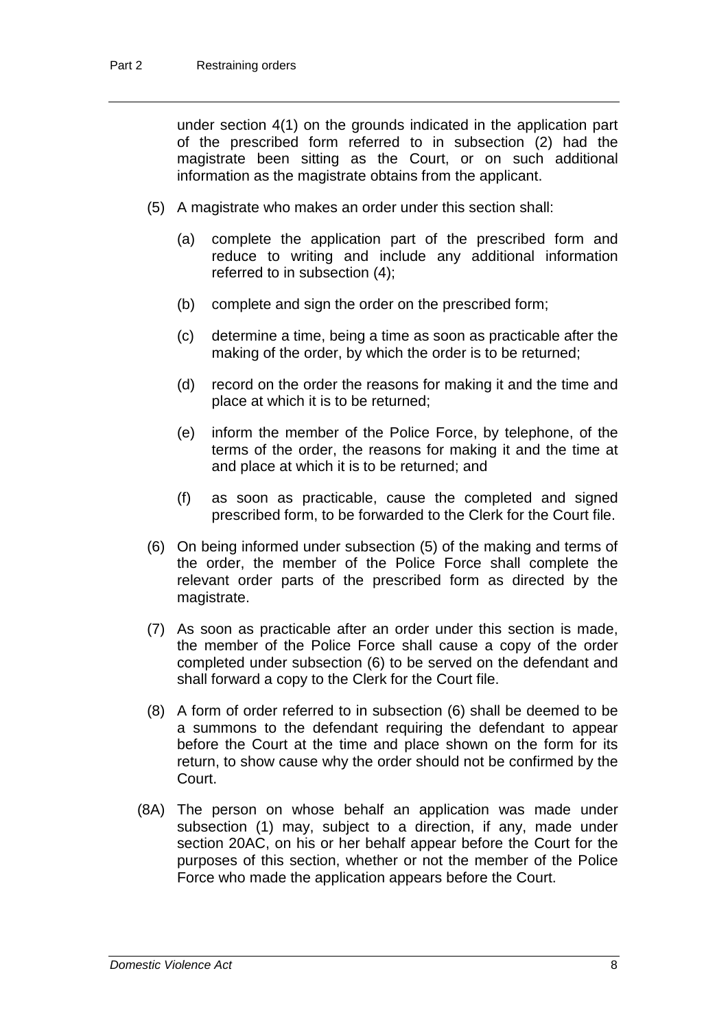under section 4(1) on the grounds indicated in the application part of the prescribed form referred to in subsection (2) had the magistrate been sitting as the Court, or on such additional information as the magistrate obtains from the applicant.

(5) A magistrate who makes an order under this section shall:

(a) complete the application part of the prescribed form and reduce to writing and include any additional information referred to in subsection (4);

(b) complete and sign the order on the prescribed form;

(c) determine a time, being a time as soon as practicable after the making of the order, by which the order is to be returned;

(d) record on the order the reasons for making it and the time and place at which it is to be returned;

(e) inform the member of the Police Force, by telephone, of the terms of the order, the reasons for making it and the time at and place at which it is to be returned; and

(f) as soon as practicable, cause the completed and signed prescribed form, to be forwarded to the Clerk for the Court file.

(6) On being informed under subsection (5) of the making and terms of the order, the member of the Police Force shall complete the relevant order parts of the prescribed form as directed by the magistrate.

(7) As soon as practicable after an order under this section is made, the member of the Police Force shall cause a copy of the order completed under subsection (6) to be served on the defendant and shall forward a copy to the Clerk for the Court file.

(8) A form of order referred to in subsection (6) shall be deemed to be a summons to the defendant requiring the defendant to appear before the Court at the time and place shown on the form for its return, to show cause why the order should not be confirmed by the Court.

(8A) The person on whose behalf an application was made under subsection (1) may, subject to a direction, if any, made under section 20AC, on his or her behalf appear before the Court for the purposes of this section, whether or not the member of the Police Force who made the application appears before the Court.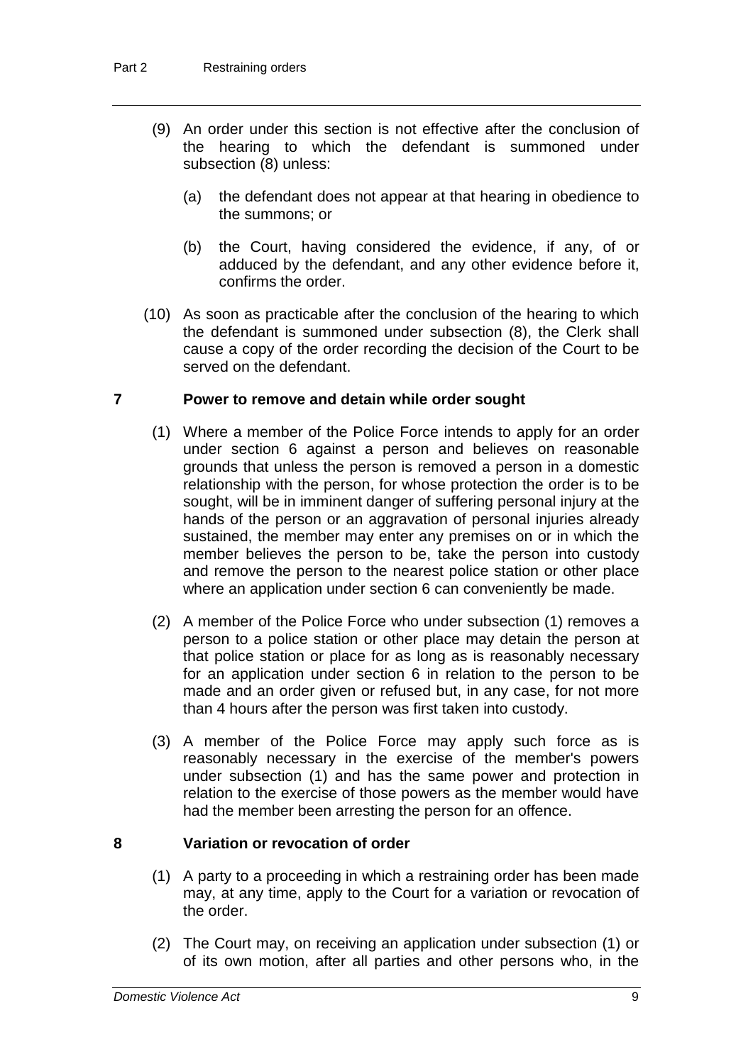(9) An order under this section is not effective after the conclusion of the hearing to which the defendant is summoned under subsection (8) unless:

(a) the defendant does not appear at that hearing in obedience to the summons; or

(b) the Court, having considered the evidence, if any, of or adduced by the defendant, and any other evidence before it, confirms the order.

(10) As soon as practicable after the conclusion of the hearing to which the defendant is summoned under subsection (8), the Clerk shall cause a copy of the order recording the decision of the Court to be served on the defendant.

## 7 Power to remove and detain while order sought

(1) Where a member of the Police Force intends to apply for an order under section 6 against a person and believes on reasonable grounds that unless the person is removed a person in a domestic relationship with the person, for whose protection the order is to be sought, will be in imminent danger of suffering personal injury at the hands of the person or an aggravation of personal injuries already sustained, the member may enter any premises on or in which the member believes the person to be, take the person into custody and remove the person to the nearest police station or other place where an application under section 6 can conveniently be made.

(2) A member of the Police Force who under subsection (1) removes a person to a police station or other place may detain the person at that police station or place for as long as is reasonably necessary for an application under section 6 in relation to the person to be made and an order given or refused but, in any case, for not more than 4 hours after the person was first taken into custody.

(3) A member of the Police Force may apply such force as is reasonably necessary in the exercise of the member's powers under subsection (1) and has the same power and protection in relation to the exercise of those powers as the member would have had the member been arresting the person for an offence.

## 8 Variation or revocation of order

(1) A party to a proceeding in which a restraining order has been made may, at any time, apply to the Court for a variation or revocation of the order.

(2) The Court may, on receiving an application under subsection (1) or of its own motion, after all parties and other persons who, in the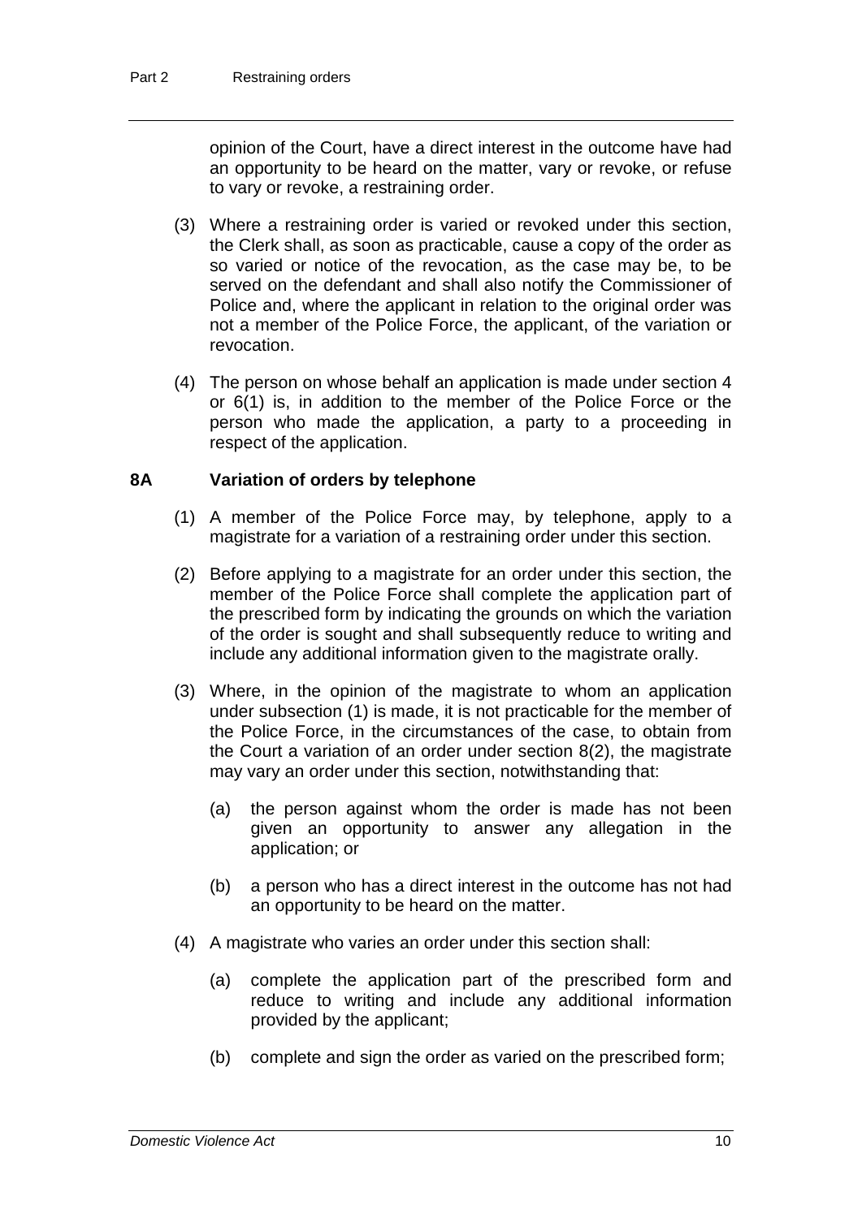opinion of the Court, have a direct interest in the outcome have had an opportunity to be heard on the matter, vary or revoke, or refuse to vary or revoke, a restraining order.

(3) Where a restraining order is varied or revoked under this section, the Clerk shall, as soon as practicable, cause a copy of the order as so varied or notice of the revocation, as the case may be, to be served on the defendant and shall also notify the Commissioner of Police and, where the applicant in relation to the original order was not a member of the Police Force, the applicant, of the variation or revocation.

(4) The person on whose behalf an application is made under section 4 or 6(1) is, in addition to the member of the Police Force or the person who made the application, a party to a proceeding in respect of the application.

### 8A Variation of orders by telephone

(1) A member of the Police Force may, by telephone, apply to a magistrate for a variation of a restraining order under this section.

(2) Before applying to a magistrate for an order under this section, the member of the Police Force shall complete the application part of the prescribed form by indicating the grounds on which the variation of the order is sought and shall subsequently reduce to writing and include any additional information given to the magistrate orally.

(3) Where, in the opinion of the magistrate to whom an application under subsection (1) is made, it is not practicable for the member of the Police Force, in the circumstances of the case, to obtain from the Court a variation of an order under section 8(2), the magistrate may vary an order under this section, notwithstanding that:

(a) the person against whom the order is made has not been given an opportunity to answer any allegation in the application; or

(b) a person who has a direct interest in the outcome has not had an opportunity to be heard on the matter.

(4) A magistrate who varies an order under this section shall:

(a) complete the application part of the prescribed form and reduce to writing and include any additional information provided by the applicant;

(b) complete and sign the order as varied on the prescribed form;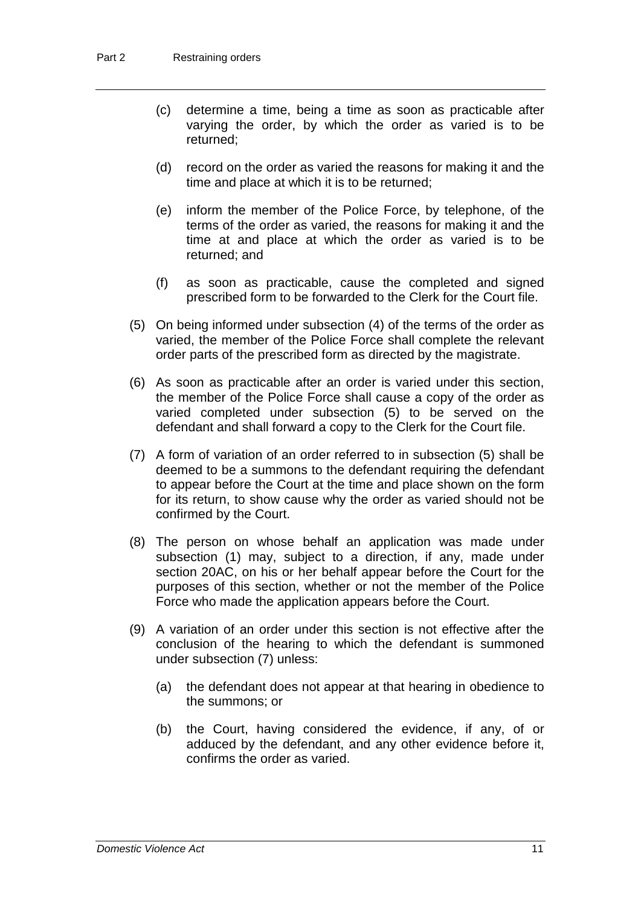(c) determine a time, being a time as soon as practicable after varying the order, by which the order as varied is to be returned;

(d) record on the order as varied the reasons for making it and the time and place at which it is to be returned;

(e) inform the member of the Police Force, by telephone, of the terms of the order as varied, the reasons for making it and the time at and place at which the order as varied is to be returned; and

(f) as soon as practicable, cause the completed and signed prescribed form to be forwarded to the Clerk for the Court file.

(5) On being informed under subsection (4) of the terms of the order as varied, the member of the Police Force shall complete the relevant order parts of the prescribed form as directed by the magistrate.

(6) As soon as practicable after an order is varied under this section, the member of the Police Force shall cause a copy of the order as varied completed under subsection (5) to be served on the defendant and shall forward a copy to the Clerk for the Court file.

(7) A form of variation of an order referred to in subsection (5) shall be deemed to be a summons to the defendant requiring the defendant to appear before the Court at the time and place shown on the form for its return, to show cause why the order as varied should not be confirmed by the Court.

(8) The person on whose behalf an application was made under subsection (1) may, subject to a direction, if any, made under section 20AC, on his or her behalf appear before the Court for the purposes of this section, whether or not the member of the Police Force who made the application appears before the Court.

(9) A variation of an order under this section is not effective after the conclusion of the hearing to which the defendant is summoned under subsection (7) unless:

(a) the defendant does not appear at that hearing in obedience to the summons; or

(b) the Court, having considered the evidence, if any, of or adduced by the defendant, and any other evidence before it, confirms the order as varied.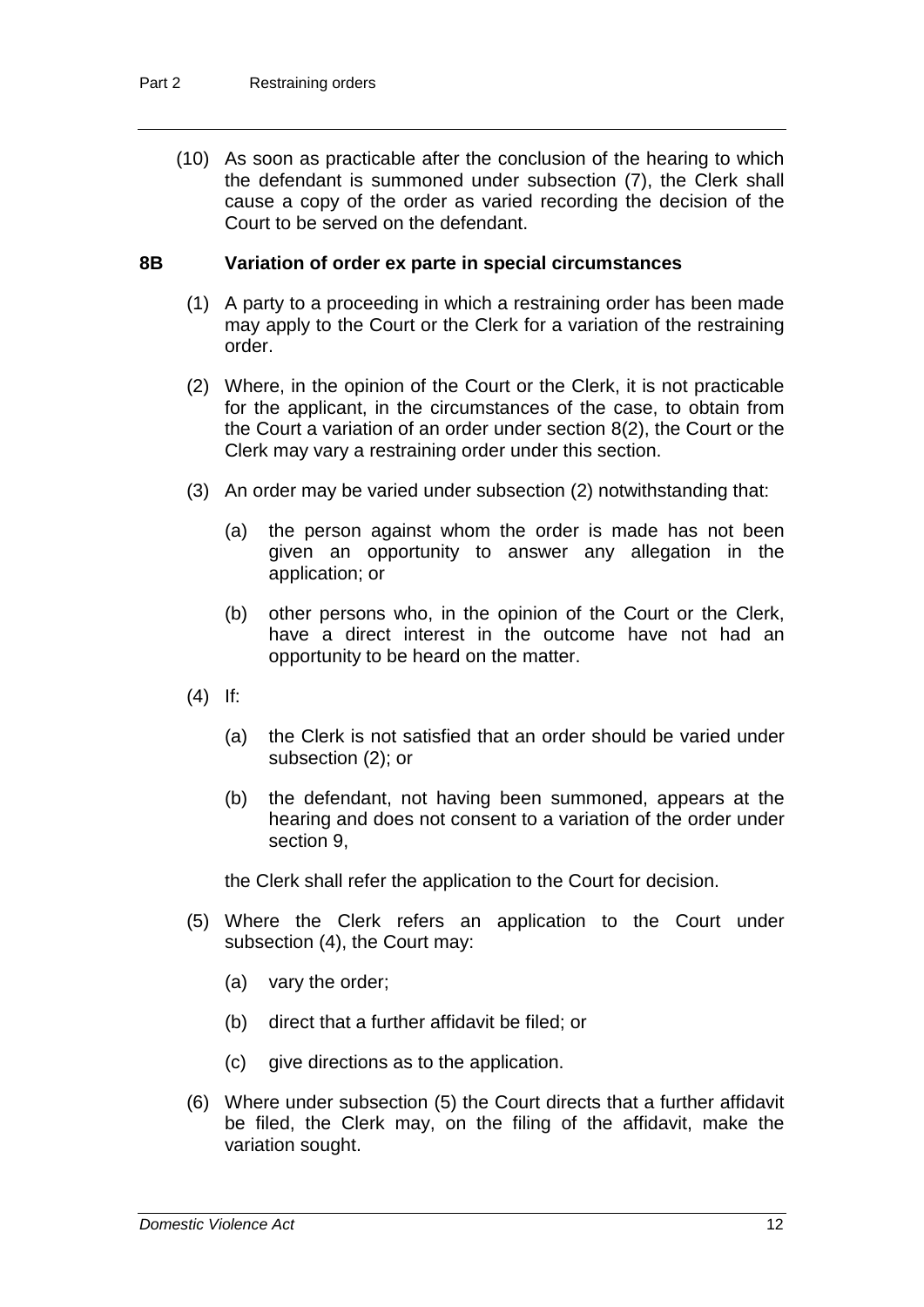(10) As soon as practicable after the conclusion of the hearing to which the defendant is summoned under subsection (7), the Clerk shall cause a copy of the order as varied recording the decision of the Court to be served on the defendant.

### 8B Variation of order ex parte in special circumstances

(1) A party to a proceeding in which a restraining order has been made may apply to the Court or the Clerk for a variation of the restraining order.

(2) Where, in the opinion of the Court or the Clerk, it is not practicable for the applicant, in the circumstances of the case, to obtain from the Court a variation of an order under section 8(2), the Court or the Clerk may vary a restraining order under this section.

(3) An order may be varied under subsection (2) notwithstanding that:

(a) the person against whom the order is made has not been given an opportunity to answer any allegation in the application; or

(b) other persons who, in the opinion of the Court or the Clerk, have a direct interest in the outcome have not had an opportunity to be heard on the matter.

(4) If:

(a) the Clerk is not satisfied that an order should be varied under subsection (2); or

(b) the defendant, not having been summoned, appears at the hearing and does not consent to a variation of the order under section 9,

the Clerk shall refer the application to the Court for decision.

(5) Where the Clerk refers an application to the Court under subsection (4), the Court may:

(a) vary the order;

(b) direct that a further affidavit be filed; or

(c) give directions as to the application.

(6) Where under subsection (5) the Court directs that a further affidavit be filed, the Clerk may, on the filing of the affidavit, make the variation sought.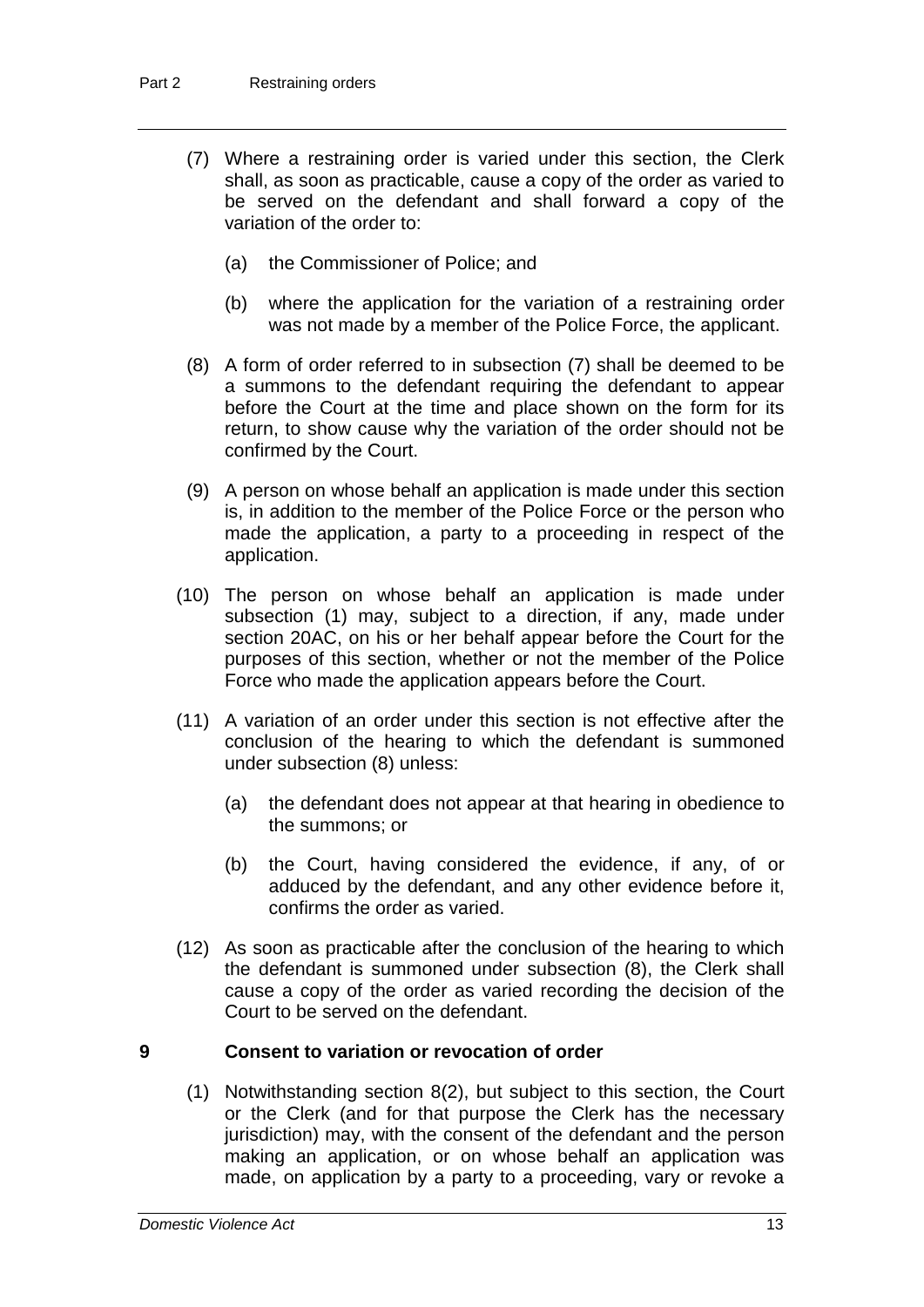(7) Where a restraining order is varied under this section, the Clerk shall, as soon as practicable, cause a copy of the order as varied to be served on the defendant and shall forward a copy of the variation of the order to:

(a) the Commissioner of Police; and

(b) where the application for the variation of a restraining order was not made by a member of the Police Force, the applicant.

(8) A form of order referred to in subsection (7) shall be deemed to be a summons to the defendant requiring the defendant to appear before the Court at the time and place shown on the form for its return, to show cause why the variation of the order should not be confirmed by the Court.

(9) A person on whose behalf an application is made under this section is, in addition to the member of the Police Force or the person who made the application, a party to a proceeding in respect of the application.

(10) The person on whose behalf an application is made under subsection (1) may, subject to a direction, if any, made under section 20AC, on his or her behalf appear before the Court for the purposes of this section, whether or not the member of the Police Force who made the application appears before the Court.

(11) A variation of an order under this section is not effective after the conclusion of the hearing to which the defendant is summoned under subsection (8) unless:

(a) the defendant does not appear at that hearing in obedience to the summons; or

(b) the Court, having considered the evidence, if any, of or adduced by the defendant, and any other evidence before it, confirms the order as varied.

(12) As soon as practicable after the conclusion of the hearing to which the defendant is summoned under subsection (8), the Clerk shall cause a copy of the order as varied recording the decision of the Court to be served on the defendant.

### 9 Consent to variation or revocation of order

(1) Notwithstanding section 8(2), but subject to this section, the Court or the Clerk (and for that purpose the Clerk has the necessary jurisdiction) may, with the consent of the defendant and the person making an application, or on whose behalf an application was made, on application by a party to a proceeding, vary or revoke a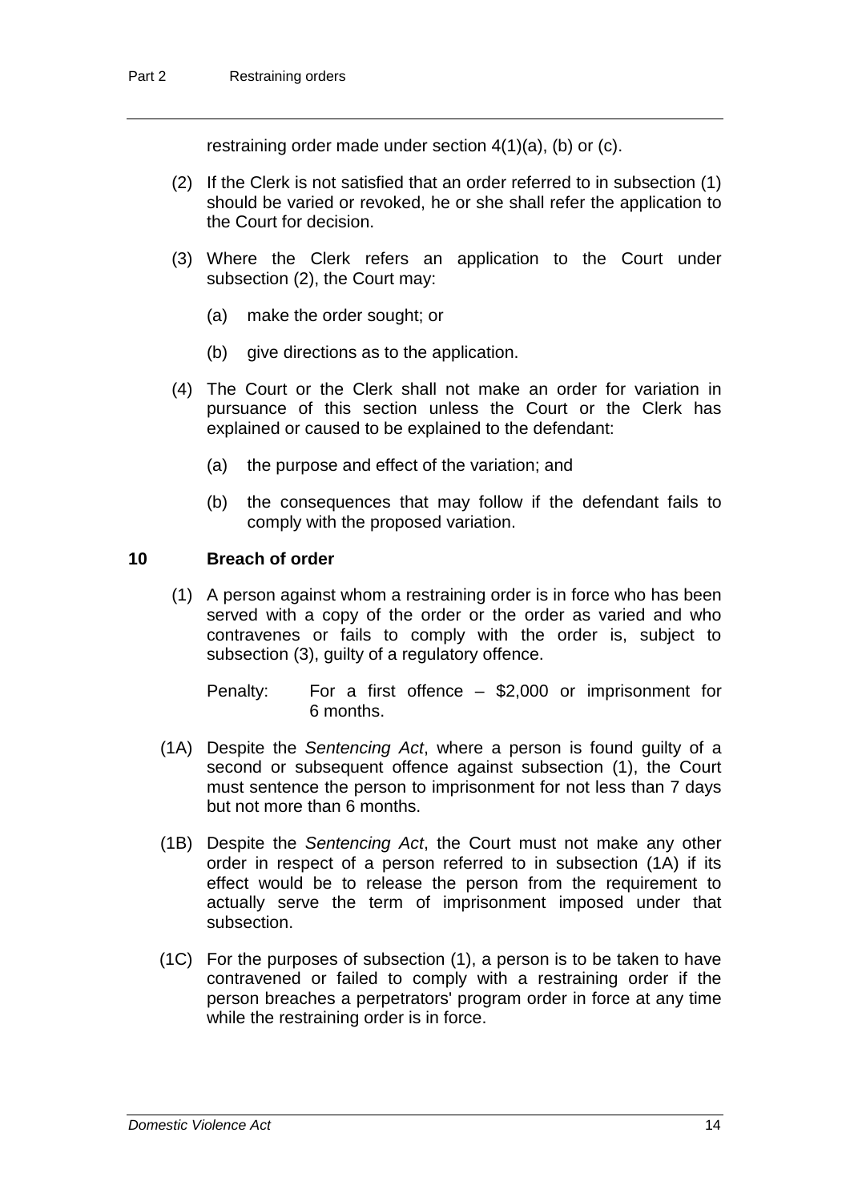restraining order made under section 4(1)(a), (b) or (c).

(2) If the Clerk is not satisfied that an order referred to in subsection (1) should be varied or revoked, he or she shall refer the application to the Court for decision.

(3) Where the Clerk refers an application to the Court under subsection (2), the Court may:

(a) make the order sought; or

(b) give directions as to the application.

(4) The Court or the Clerk shall not make an order for variation in pursuance of this section unless the Court or the Clerk has explained or caused to be explained to the defendant:

(a) the purpose and effect of the variation; and

(b) the consequences that may follow if the defendant fails to comply with the proposed variation.

## 10 Breach of order

(1) A person against whom a restraining order is in force who has been served with a copy of the order or the order as varied and who contravenes or fails to comply with the order is, subject to subsection (3), guilty of a regulatory offence.

Penalty: For a first offence – $2,000 or imprisonment for 6 months.

(1A) Despite the *Sentencing Act*, where a person is found guilty of a second or subsequent offence against subsection (1), the Court must sentence the person to imprisonment for not less than 7 days but not more than 6 months.

(1B) Despite the *Sentencing Act*, the Court must not make any other order in respect of a person referred to in subsection (1A) if its effect would be to release the person from the requirement to actually serve the term of imprisonment imposed under that subsection.

(1C) For the purposes of subsection (1), a person is to be taken to have contravened or failed to comply with a restraining order if the person breaches a perpetrators' program order in force at any time while the restraining order is in force.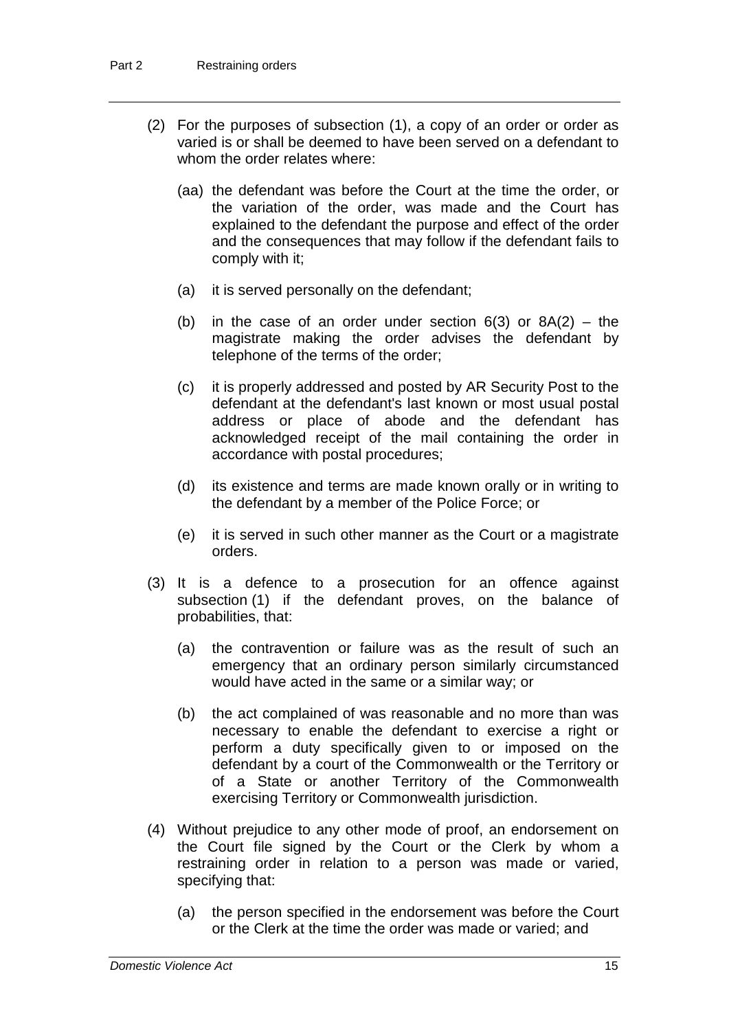(2) For the purposes of subsection (1), a copy of an order or order as varied is or shall be deemed to have been served on a defendant to whom the order relates where:

(aa) the defendant was before the Court at the time the order, or the variation of the order, was made and the Court has explained to the defendant the purpose and effect of the order and the consequences that may follow if the defendant fails to comply with it;

(a) it is served personally on the defendant;

(b) in the case of an order under section 6(3) or 8A(2) – the magistrate making the order advises the defendant by telephone of the terms of the order;

(c) it is properly addressed and posted by AR Security Post to the defendant at the defendant's last known or most usual postal address or place of abode and the defendant has acknowledged receipt of the mail containing the order in accordance with postal procedures;

(d) its existence and terms are made known orally or in writing to the defendant by a member of the Police Force; or

(e) it is served in such other manner as the Court or a magistrate orders.

(3) It is a defence to a prosecution for an offence against subsection (1) if the defendant proves, on the balance of probabilities, that:

(a) the contravention or failure was as the result of such an emergency that an ordinary person similarly circumstanced would have acted in the same or a similar way; or

(b) the act complained of was reasonable and no more than was necessary to enable the defendant to exercise a right or perform a duty specifically given to or imposed on the defendant by a court of the Commonwealth or the Territory or of a State or another Territory of the Commonwealth exercising Territory or Commonwealth jurisdiction.

(4) Without prejudice to any other mode of proof, an endorsement on the Court file signed by the Court or the Clerk by whom a restraining order in relation to a person was made or varied, specifying that:

(a) the person specified in the endorsement was before the Court or the Clerk at the time the order was made or varied; and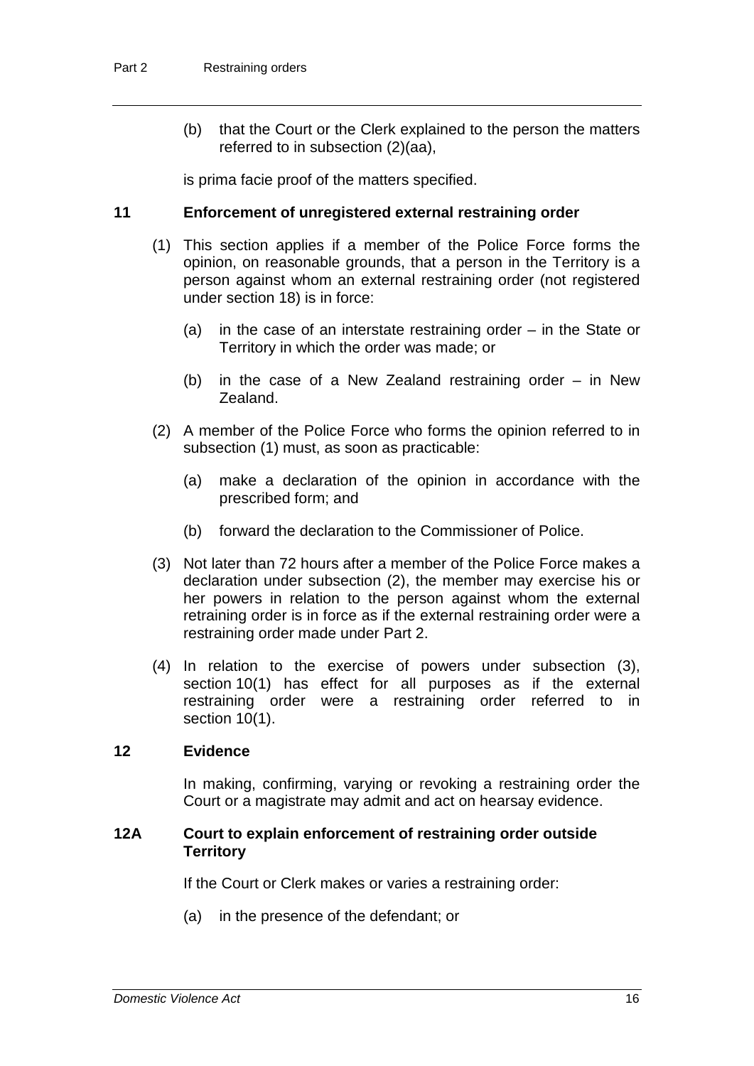(b) that the Court or the Clerk explained to the person the matters referred to in subsection (2)(aa),

is prima facie proof of the matters specified.

## 11 Enforcement of unregistered external restraining order

(1) This section applies if a member of the Police Force forms the opinion, on reasonable grounds, that a person in the Territory is a person against whom an external restraining order (not registered under section 18) is in force:

(a) in the case of an interstate restraining order – in the State or Territory in which the order was made; or

(b) in the case of a New Zealand restraining order – in New Zealand.

(2) A member of the Police Force who forms the opinion referred to in subsection (1) must, as soon as practicable:

(a) make a declaration of the opinion in accordance with the prescribed form; and

(b) forward the declaration to the Commissioner of Police.

(3) Not later than 72 hours after a member of the Police Force makes a declaration under subsection (2), the member may exercise his or her powers in relation to the person against whom the external retraining order is in force as if the external restraining order were a restraining order made under Part 2.

(4) In relation to the exercise of powers under subsection (3), section 10(1) has effect for all purposes as if the external restraining order were a restraining order referred to in section 10(1).

## 12 Evidence

In making, confirming, varying or revoking a restraining order the Court or a magistrate may admit and act on hearsay evidence.

## 12A Court to explain enforcement of restraining order outside Territory

If the Court or Clerk makes or varies a restraining order:

(a) in the presence of the defendant; or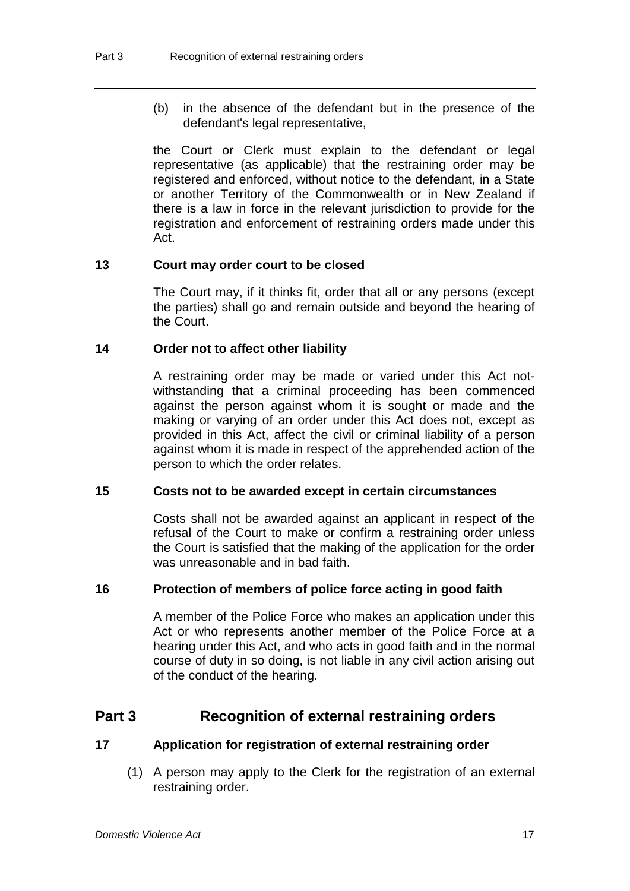(b) in the absence of the defendant but in the presence of the defendant's legal representative,

the Court or Clerk must explain to the defendant or legal representative (as applicable) that the restraining order may be registered and enforced, without notice to the defendant, in a State or another Territory of the Commonwealth or in New Zealand if there is a law in force in the relevant jurisdiction to provide for the registration and enforcement of restraining orders made under this Act.

### 13 Court may order court to be closed

The Court may, if it thinks fit, order that all or any persons (except the parties) shall go and remain outside and beyond the hearing of the Court.

### 14 Order not to affect other liability

A restraining order may be made or varied under this Act notwithstanding that a criminal proceeding has been commenced against the person against whom it is sought or made and the making or varying of an order under this Act does not, except as provided in this Act, affect the civil or criminal liability of a person against whom it is made in respect of the apprehended action of the person to which the order relates.

### 15 Costs not to be awarded except in certain circumstances

Costs shall not be awarded against an applicant in respect of the refusal of the Court to make or confirm a restraining order unless the Court is satisfied that the making of the application for the order was unreasonable and in bad faith.

### 16 Protection of members of police force acting in good faith

A member of the Police Force who makes an application under this Act or who represents another member of the Police Force at a hearing under this Act, and who acts in good faith and in the normal course of duty in so doing, is not liable in any civil action arising out of the conduct of the hearing.

## Part 3 Recognition of external restraining orders

### 17 Application for registration of external restraining order

(1) A person may apply to the Clerk for the registration of an external restraining order.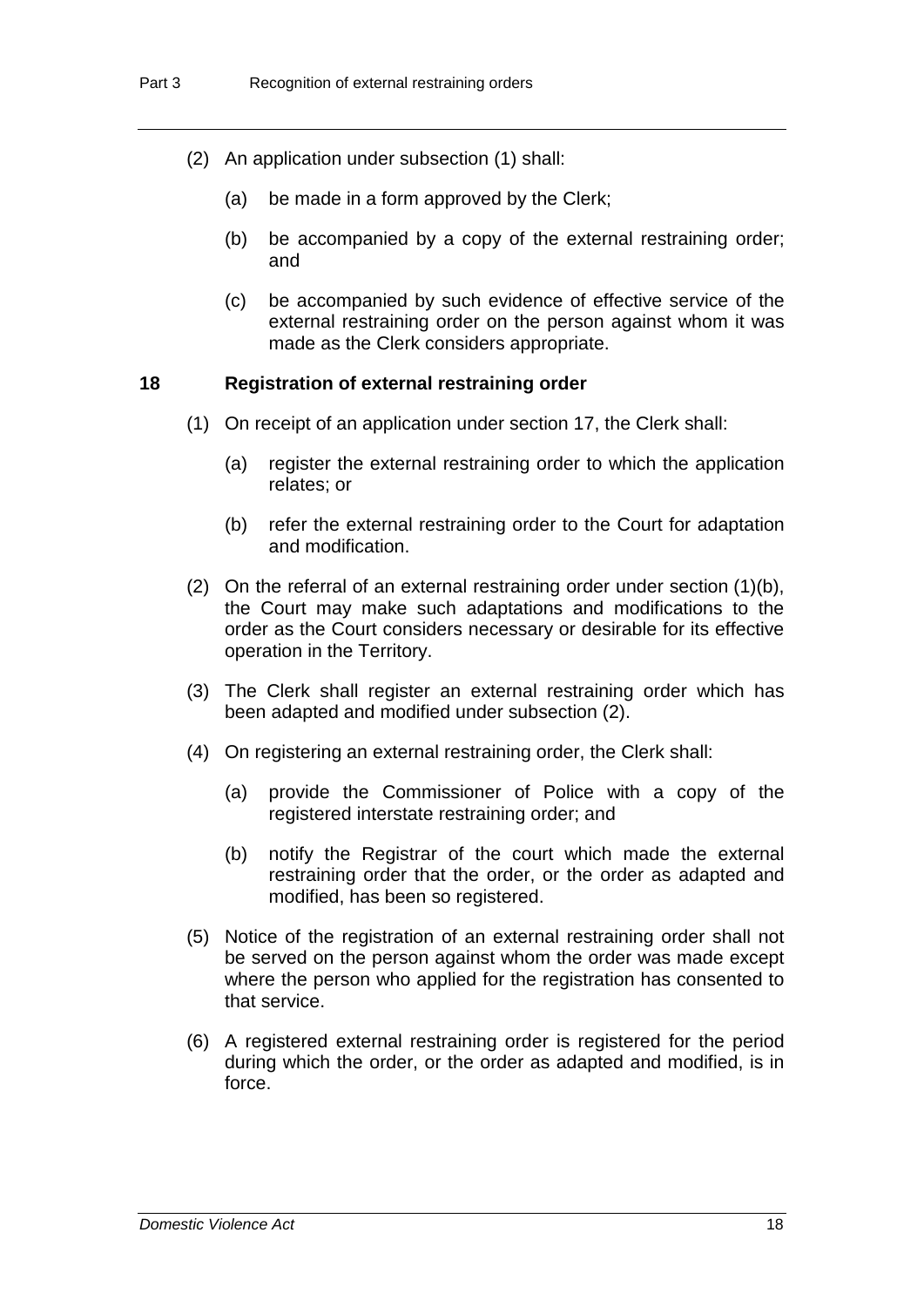(2) An application under subsection (1) shall:

(a) be made in a form approved by the Clerk;

(b) be accompanied by a copy of the external restraining order; and

(c) be accompanied by such evidence of effective service of the external restraining order on the person against whom it was made as the Clerk considers appropriate.

### 18 Registration of external restraining order

(1) On receipt of an application under section 17, the Clerk shall:

(a) register the external restraining order to which the application relates; or

(b) refer the external restraining order to the Court for adaptation and modification.

(2) On the referral of an external restraining order under section (1)(b), the Court may make such adaptations and modifications to the order as the Court considers necessary or desirable for its effective operation in the Territory.

(3) The Clerk shall register an external restraining order which has been adapted and modified under subsection (2).

(4) On registering an external restraining order, the Clerk shall:

(a) provide the Commissioner of Police with a copy of the registered interstate restraining order; and

(b) notify the Registrar of the court which made the external restraining order that the order, or the order as adapted and modified, has been so registered.

(5) Notice of the registration of an external restraining order shall not be served on the person against whom the order was made except where the person who applied for the registration has consented to that service.

(6) A registered external restraining order is registered for the period during which the order, or the order as adapted and modified, is in force.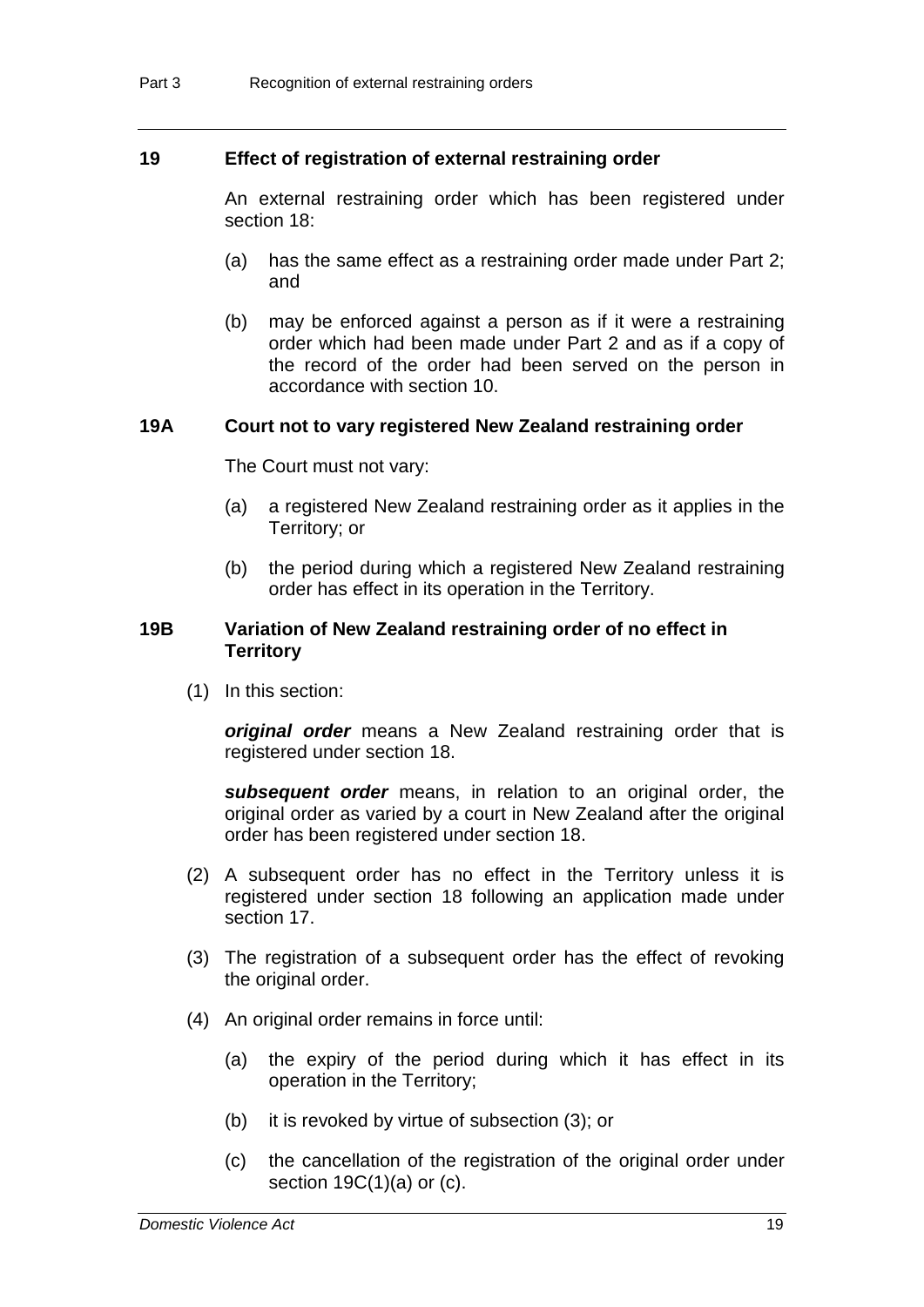### 19 Effect of registration of external restraining order

An external restraining order which has been registered under section 18:

- (a) has the same effect as a restraining order made under Part 2; and
- (b) may be enforced against a person as if it were a restraining order which had been made under Part 2 and as if a copy of the record of the order had been served on the person in accordance with section 10.

### 19A Court not to vary registered New Zealand restraining order

The Court must not vary:

- (a) a registered New Zealand restraining order as it applies in the Territory; or
- (b) the period during which a registered New Zealand restraining order has effect in its operation in the Territory.

### 19B Variation of New Zealand restraining order of no effect in Territory

(1) In this section:

***original order*** means a New Zealand restraining order that is registered under section 18.

***subsequent order*** means, in relation to an original order, the original order as varied by a court in New Zealand after the original order has been registered under section 18.

(2) A subsequent order has no effect in the Territory unless it is registered under section 18 following an application made under section 17.

(3) The registration of a subsequent order has the effect of revoking the original order.

(4) An original order remains in force until:

- (a) the expiry of the period during which it has effect in its operation in the Territory;
- (b) it is revoked by virtue of subsection (3); or
- (c) the cancellation of the registration of the original order under section 19C(1)(a) or (c).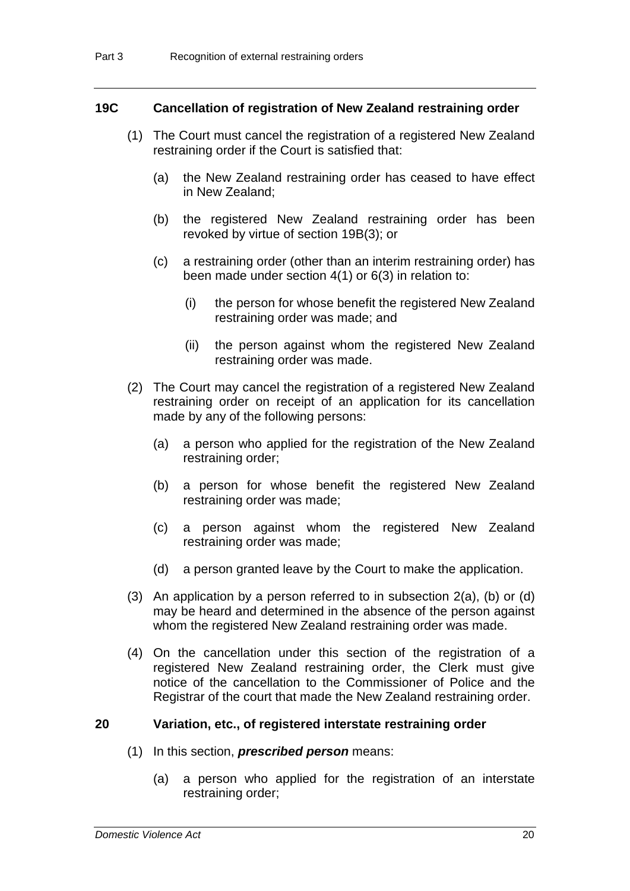### 19C Cancellation of registration of New Zealand restraining order

(1) The Court must cancel the registration of a registered New Zealand restraining order if the Court is satisfied that:

(a) the New Zealand restraining order has ceased to have effect in New Zealand;

(b) the registered New Zealand restraining order has been revoked by virtue of section 19B(3); or

(c) a restraining order (other than an interim restraining order) has been made under section 4(1) or 6(3) in relation to:

(i) the person for whose benefit the registered New Zealand restraining order was made; and

(ii) the person against whom the registered New Zealand restraining order was made.

(2) The Court may cancel the registration of a registered New Zealand restraining order on receipt of an application for its cancellation made by any of the following persons:

(a) a person who applied for the registration of the New Zealand restraining order;

(b) a person for whose benefit the registered New Zealand restraining order was made;

(c) a person against whom the registered New Zealand restraining order was made;

(d) a person granted leave by the Court to make the application.

(3) An application by a person referred to in subsection 2(a), (b) or (d) may be heard and determined in the absence of the person against whom the registered New Zealand restraining order was made.

(4) On the cancellation under this section of the registration of a registered New Zealand restraining order, the Clerk must give notice of the cancellation to the Commissioner of Police and the Registrar of the court that made the New Zealand restraining order.

### 20 Variation, etc., of registered interstate restraining order

(1) In this section, ***prescribed person*** means:

(a) a person who applied for the registration of an interstate restraining order;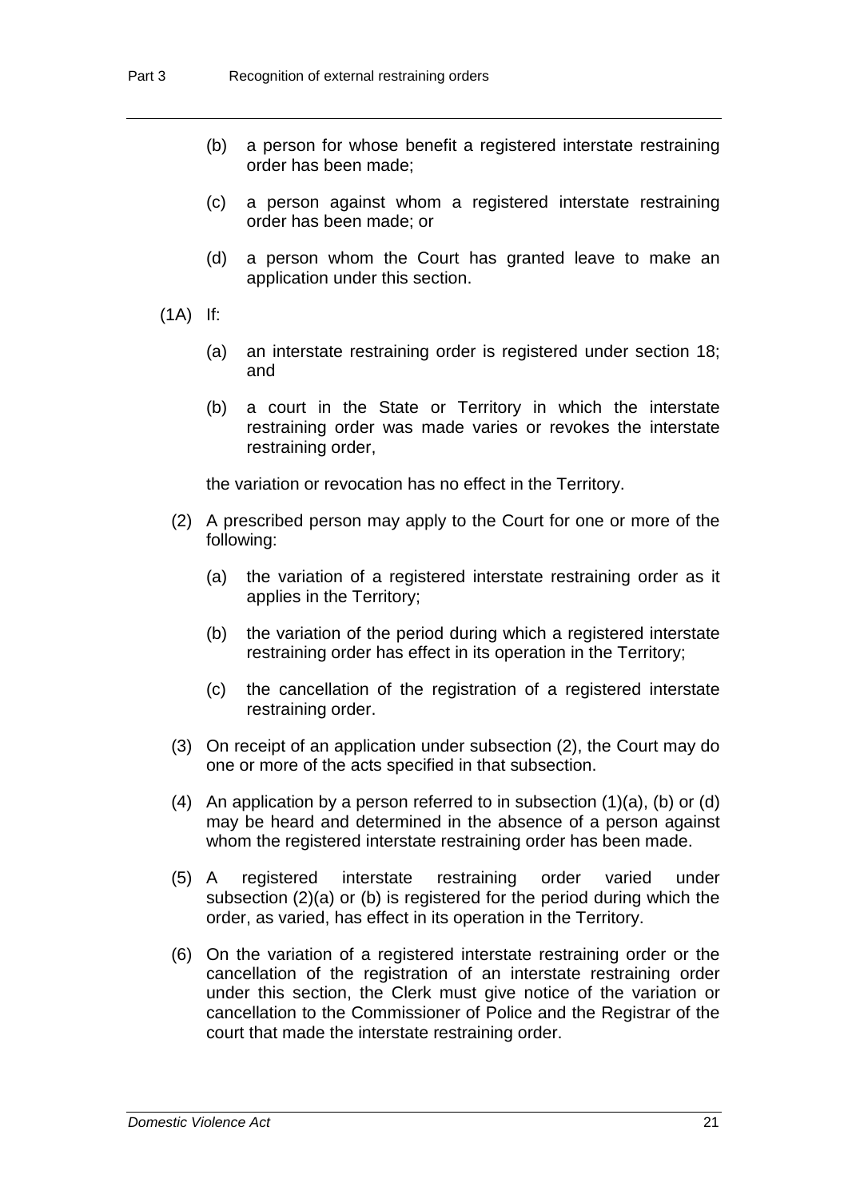(b) a person for whose benefit a registered interstate restraining order has been made;

(c) a person against whom a registered interstate restraining order has been made; or

(d) a person whom the Court has granted leave to make an application under this section.

(1A) If:

(a) an interstate restraining order is registered under section 18; and

(b) a court in the State or Territory in which the interstate restraining order was made varies or revokes the interstate restraining order,

the variation or revocation has no effect in the Territory.

(2) A prescribed person may apply to the Court for one or more of the following:

(a) the variation of a registered interstate restraining order as it applies in the Territory;

(b) the variation of the period during which a registered interstate restraining order has effect in its operation in the Territory;

(c) the cancellation of the registration of a registered interstate restraining order.

(3) On receipt of an application under subsection (2), the Court may do one or more of the acts specified in that subsection.

(4) An application by a person referred to in subsection (1)(a), (b) or (d) may be heard and determined in the absence of a person against whom the registered interstate restraining order has been made.

(5) A registered interstate restraining order varied under subsection (2)(a) or (b) is registered for the period during which the order, as varied, has effect in its operation in the Territory.

(6) On the variation of a registered interstate restraining order or the cancellation of the registration of an interstate restraining order under this section, the Clerk must give notice of the variation or cancellation to the Commissioner of Police and the Registrar of the court that made the interstate restraining order.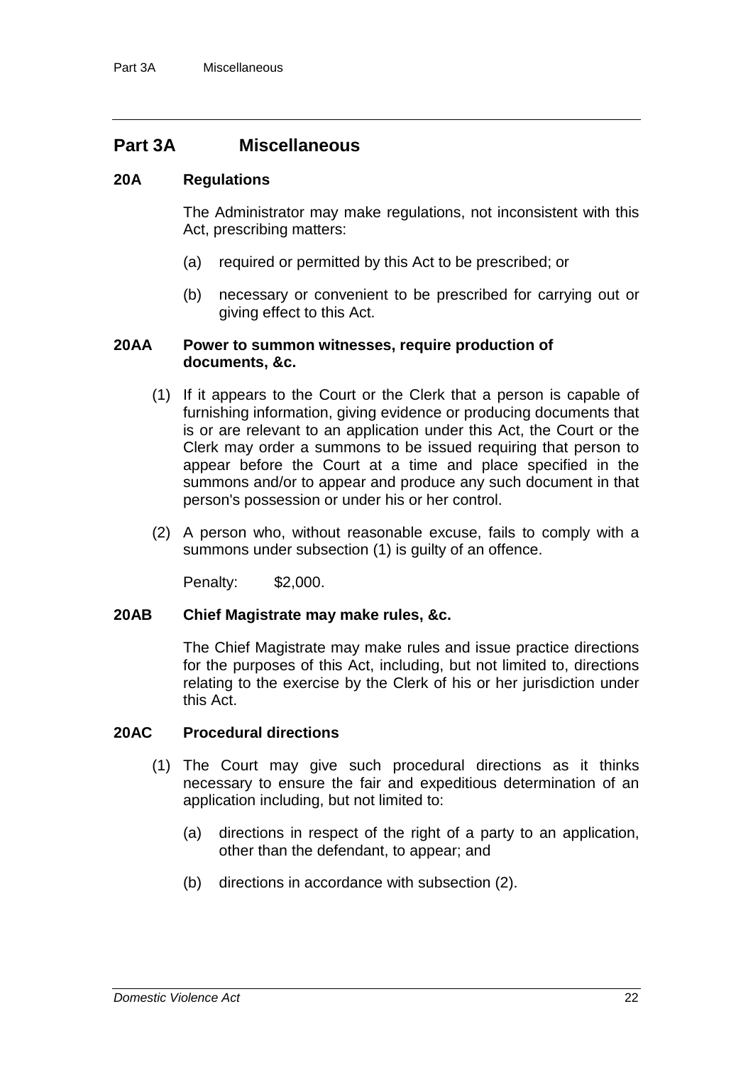## Part 3A Miscellaneous

### 20A Regulations

The Administrator may make regulations, not inconsistent with this Act, prescribing matters:

(a) required or permitted by this Act to be prescribed; or

(b) necessary or convenient to be prescribed for carrying out or giving effect to this Act.

### 20AA Power to summon witnesses, require production of documents, &c.

(1) If it appears to the Court or the Clerk that a person is capable of furnishing information, giving evidence or producing documents that is or are relevant to an application under this Act, the Court or the Clerk may order a summons to be issued requiring that person to appear before the Court at a time and place specified in the summons and/or to appear and produce any such document in that person's possession or under his or her control.

(2) A person who, without reasonable excuse, fails to comply with a summons under subsection (1) is guilty of an offence.

Penalty: $2,000.

### 20AB Chief Magistrate may make rules, &c.

The Chief Magistrate may make rules and issue practice directions for the purposes of this Act, including, but not limited to, directions relating to the exercise by the Clerk of his or her jurisdiction under this Act.

### 20AC Procedural directions

(1) The Court may give such procedural directions as it thinks necessary to ensure the fair and expeditious determination of an application including, but not limited to:

(a) directions in respect of the right of a party to an application, other than the defendant, to appear; and

(b) directions in accordance with subsection (2).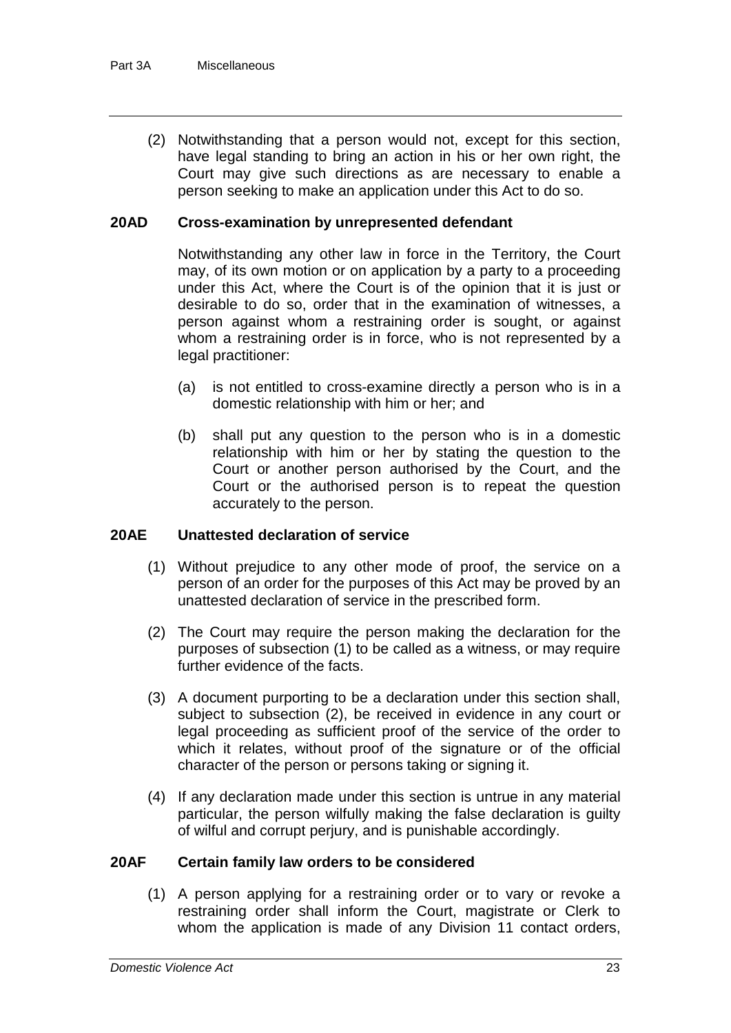(2) Notwithstanding that a person would not, except for this section, have legal standing to bring an action in his or her own right, the Court may give such directions as are necessary to enable a person seeking to make an application under this Act to do so.

### 20AD Cross-examination by unrepresented defendant

Notwithstanding any other law in force in the Territory, the Court may, of its own motion or on application by a party to a proceeding under this Act, where the Court is of the opinion that it is just or desirable to do so, order that in the examination of witnesses, a person against whom a restraining order is sought, or against whom a restraining order is in force, who is not represented by a legal practitioner:

(a) is not entitled to cross-examine directly a person who is in a domestic relationship with him or her; and

(b) shall put any question to the person who is in a domestic relationship with him or her by stating the question to the Court or another person authorised by the Court, and the Court or the authorised person is to repeat the question accurately to the person.

### 20AE Unattested declaration of service

(1) Without prejudice to any other mode of proof, the service on a person of an order for the purposes of this Act may be proved by an unattested declaration of service in the prescribed form.

(2) The Court may require the person making the declaration for the purposes of subsection (1) to be called as a witness, or may require further evidence of the facts.

(3) A document purporting to be a declaration under this section shall, subject to subsection (2), be received in evidence in any court or legal proceeding as sufficient proof of the service of the order to which it relates, without proof of the signature or of the official character of the person or persons taking or signing it.

(4) If any declaration made under this section is untrue in any material particular, the person wilfully making the false declaration is guilty of wilful and corrupt perjury, and is punishable accordingly.

### 20AF Certain family law orders to be considered

(1) A person applying for a restraining order or to vary or revoke a restraining order shall inform the Court, magistrate or Clerk to whom the application is made of any Division 11 contact orders,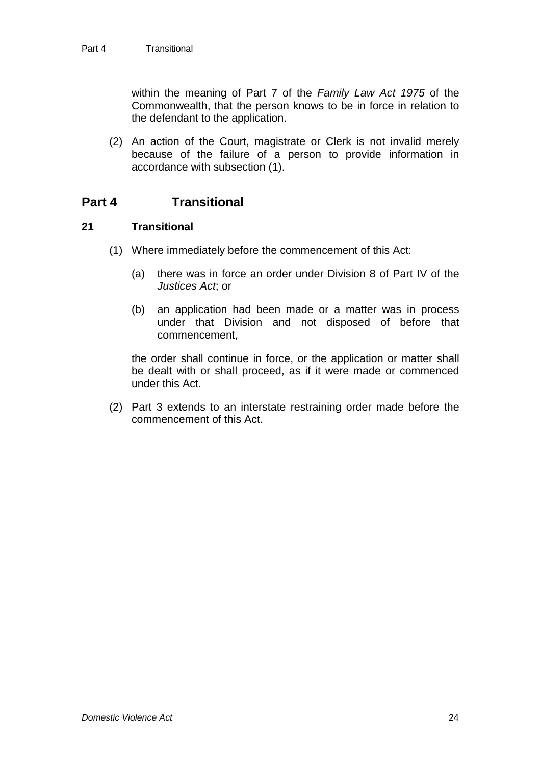within the meaning of Part 7 of the *Family Law Act 1975* of the Commonwealth, that the person knows to be in force in relation to the defendant to the application.

(2) An action of the Court, magistrate or Clerk is not invalid merely because of the failure of a person to provide information in accordance with subsection (1).

## Part 4 Transitional

### 21 Transitional

(1) Where immediately before the commencement of this Act:

(a) there was in force an order under Division 8 of Part IV of the *Justices Act*; or

(b) an application had been made or a matter was in process under that Division and not disposed of before that commencement,

the order shall continue in force, or the application or matter shall be dealt with or shall proceed, as if it were made or commenced under this Act.

(2) Part 3 extends to an interstate restraining order made before the commencement of this Act.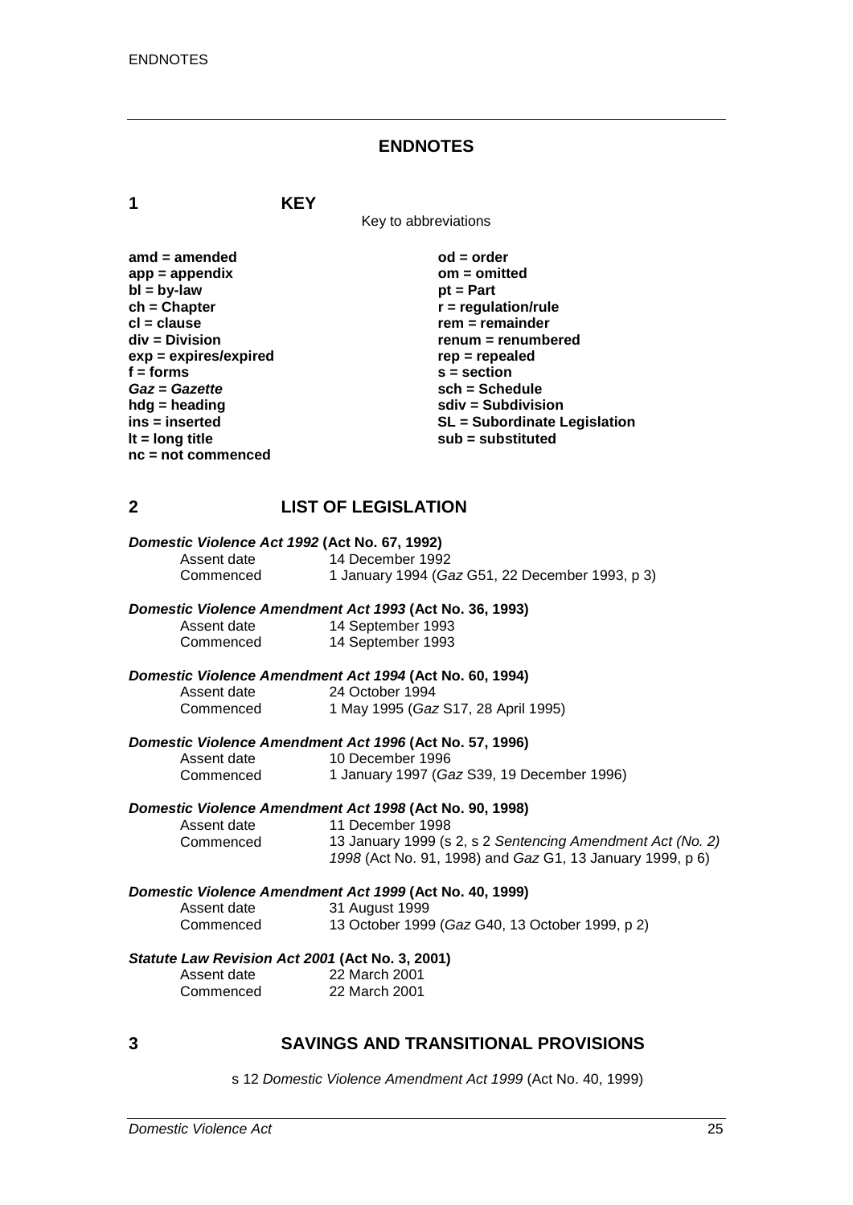# ENDNOTES

## 1 KEY

Key to abbreviations

**amd = amended**
**app = appendix**
**bl = by-law**
**ch = Chapter**
**cl = clause**
**div = Division**
**exp = expires/expired**
**f = forms**
***Gaz* = *Gazette***
**hdg = heading**
**ins = inserted**
**lt = long title**
**nc = not commenced**
**od = order**
**om = omitted**
**pt = Part**
**r = regulation/rule**
**rem = remainder**
**renum = renumbered**
**rep = repealed**
**s = section**
**sch = Schedule**
**sdiv = Subdivision**
**SL = Subordinate Legislation**
**sub = substituted**

## 2 LIST OF LEGISLATION

***Domestic Violence Act 1992* (Act No. 67, 1992)**

Assent date 14 December 1992
Commenced 1 January 1994 (*Gaz* G51, 22 December 1993, p 3)

***Domestic Violence Amendment Act 1993* (Act No. 36, 1993)**

Assent date 14 September 1993
Commenced 14 September 1993

***Domestic Violence Amendment Act 1994* (Act No. 60, 1994)**

Assent date 24 October 1994
Commenced 1 May 1995 (*Gaz* S17, 28 April 1995)

***Domestic Violence Amendment Act 1996* (Act No. 57, 1996)**

Assent date 10 December 1996
Commenced 1 January 1997 (*Gaz* S39, 19 December 1996)

***Domestic Violence Amendment Act 1998* (Act No. 90, 1998)**

Assent date 11 December 1998
Commenced 13 January 1999 (s 2, s 2 *Sentencing Amendment Act (No. 2) 1998* (Act No. 91, 1998) and *Gaz* G1, 13 January 1999, p 6)

***Domestic Violence Amendment Act 1999* (Act No. 40, 1999)**

Assent date 31 August 1999
Commenced 13 October 1999 (*Gaz* G40, 13 October 1999, p 2)

***Statute Law Revision Act 2001* (Act No. 3, 2001)**

Assent date 22 March 2001
Commenced 22 March 2001

## 3 SAVINGS AND TRANSITIONAL PROVISIONS

s 12 *Domestic Violence Amendment Act 1999* (Act No. 40, 1999)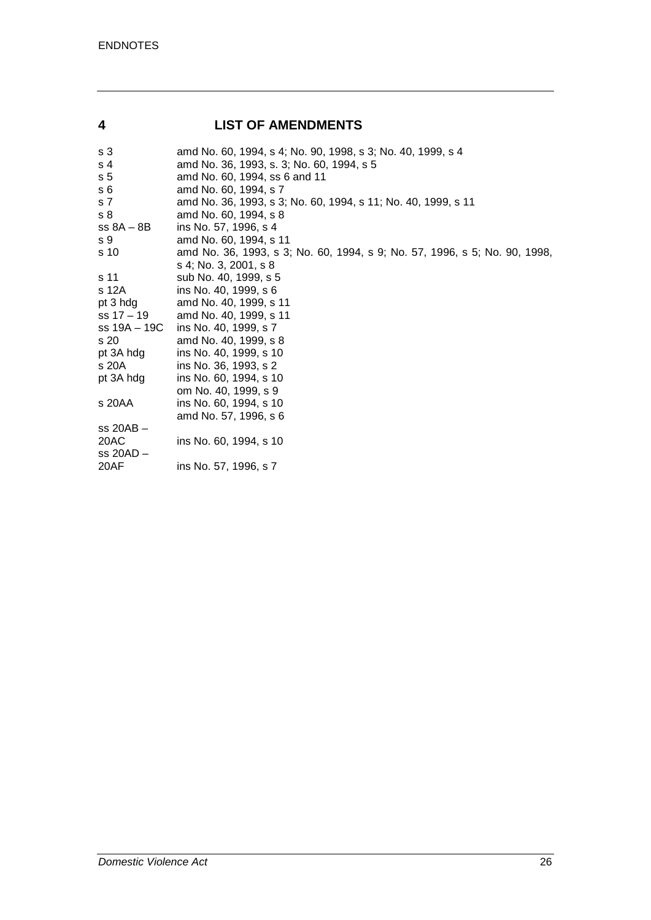## 4 LIST OF AMENDMENTS

| | |
|---|---|
| s 3 | amd No. 60, 1994, s 4; No. 90, 1998, s 3; No. 40, 1999, s 4 |
| s 4 | amd No. 36, 1993, s. 3; No. 60, 1994, s 5 |
| s 5 | amd No. 60, 1994, ss 6 and 11 |
| s 6 | amd No. 60, 1994, s 7 |
| s 7 | amd No. 36, 1993, s 3; No. 60, 1994, s 11; No. 40, 1999, s 11 |
| s 8 | amd No. 60, 1994, s 8 |
| ss 8A – 8B | ins No. 57, 1996, s 4 |
| s 9 | amd No. 60, 1994, s 11 |
| s 10 | amd No. 36, 1993, s 3; No. 60, 1994, s 9; No. 57, 1996, s 5; No. 90, 1998, s 4; No. 3, 2001, s 8 |
| s 11 | sub No. 40, 1999, s 5 |
| s 12A | ins No. 40, 1999, s 6 |
| pt 3 hdg | amd No. 40, 1999, s 11 |
| ss 17 – 19 | amd No. 40, 1999, s 11 |
| ss 19A – 19C | ins No. 40, 1999, s 7 |
| s 20 | amd No. 40, 1999, s 8 |
| pt 3A hdg | ins No. 40, 1999, s 10 |
| s 20A | ins No. 36, 1993, s 2 |
| pt 3A hdg | ins No. 60, 1994, s 10<br>om No. 40, 1999, s 9 |
| s 20AA | ins No. 60, 1994, s 10<br>amd No. 57, 1996, s 6 |
| ss 20AB – 20AC | ins No. 60, 1994, s 10 |
| ss 20AD – 20AF | ins No. 57, 1996, s 7 |